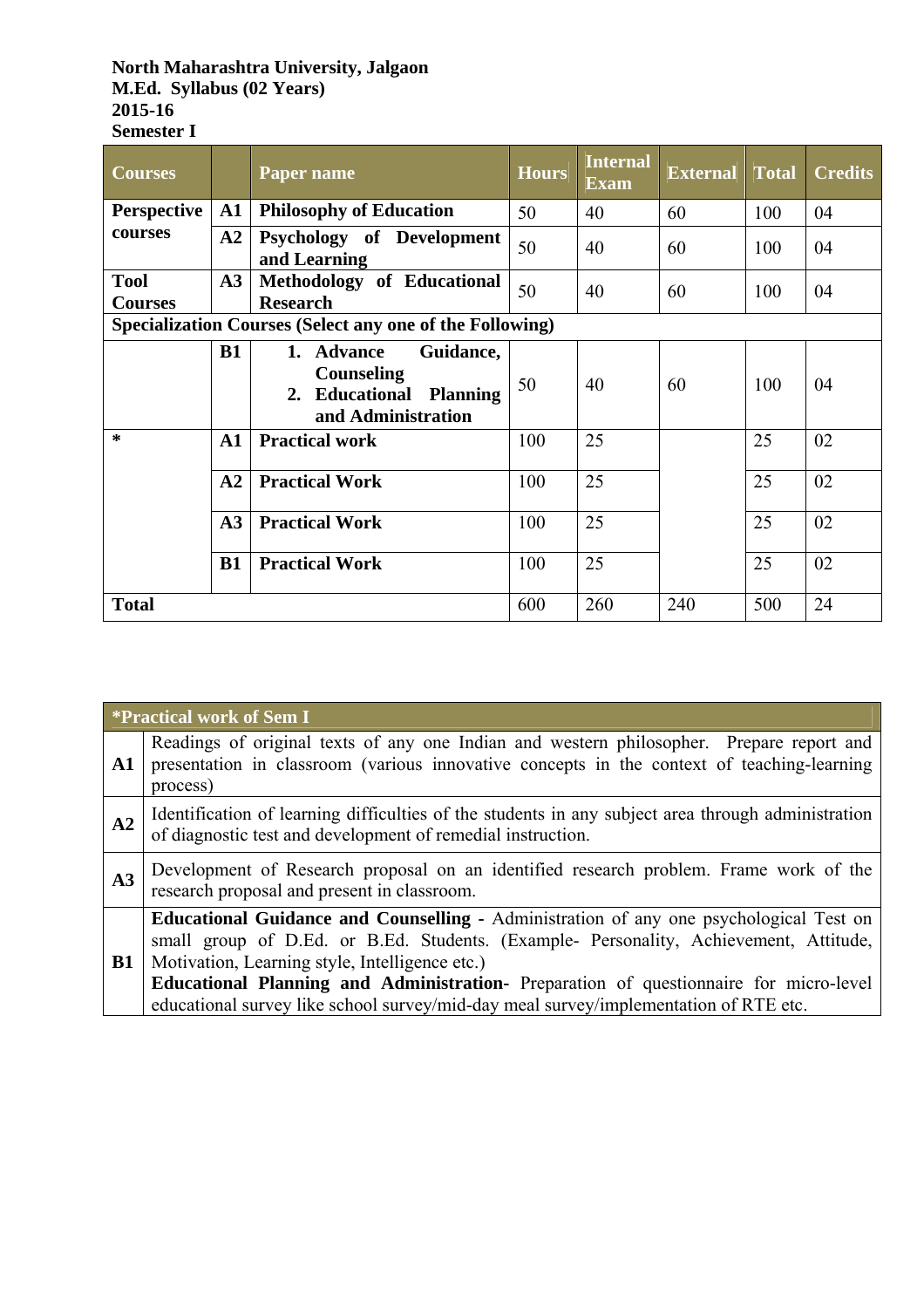**North Maharashtra University, Jalgaon**
**M.Ed. Syllabus (02 Years)**
**2015-16**
**Semester I**

| Courses | | Paper name | Hours | Internal Exam | External | Total | Credits |
|---|---|---|---|---|---|---|---|
| **Perspective courses** | **A1** | **Philosophy of Education** | 50 | 40 | 60 | 100 | 04 |
| | **A2** | **Psychology of Development and Learning** | 50 | 40 | 60 | 100 | 04 |
| **Tool Courses** | **A3** | **Methodology of Educational Research** | 50 | 40 | 60 | 100 | 04 |
| **Specialization Courses (Select any one of the Following)** | | | | | | | |
| | **B1** | **1. Advance Guidance, Counseling** **2. Educational Planning and Administration** | 50 | 40 | 60 | 100 | 04 |
| * | **A1** | **Practical work** | 100 | 25 | | 25 | 02 |
| | **A2** | **Practical Work** | 100 | 25 | | 25 | 02 |
| | **A3** | **Practical Work** | 100 | 25 | | 25 | 02 |
| | **B1** | **Practical Work** | 100 | 25 | | 25 | 02 |
| **Total** | | | 600 | 260 | 240 | 500 | 24 |

| **\*Practical work of Sem I** | |
|---|---|
| **A1** | Readings of original texts of any one Indian and western philosopher. Prepare report and presentation in classroom (various innovative concepts in the context of teaching-learning process) |
| **A2** | Identification of learning difficulties of the students in any subject area through administration of diagnostic test and development of remedial instruction. |
| **A3** | Development of Research proposal on an identified research problem. Frame work of the research proposal and present in classroom. |
| **B1** | **Educational Guidance and Counselling -** Administration of any one psychological Test on small group of D.Ed. or B.Ed. Students. (Example- Personality, Achievement, Attitude, Motivation, Learning style, Intelligence etc.) **Educational Planning and Administration-** Preparation of questionnaire for micro-level educational survey like school survey/mid-day meal survey/implementation of RTE etc. |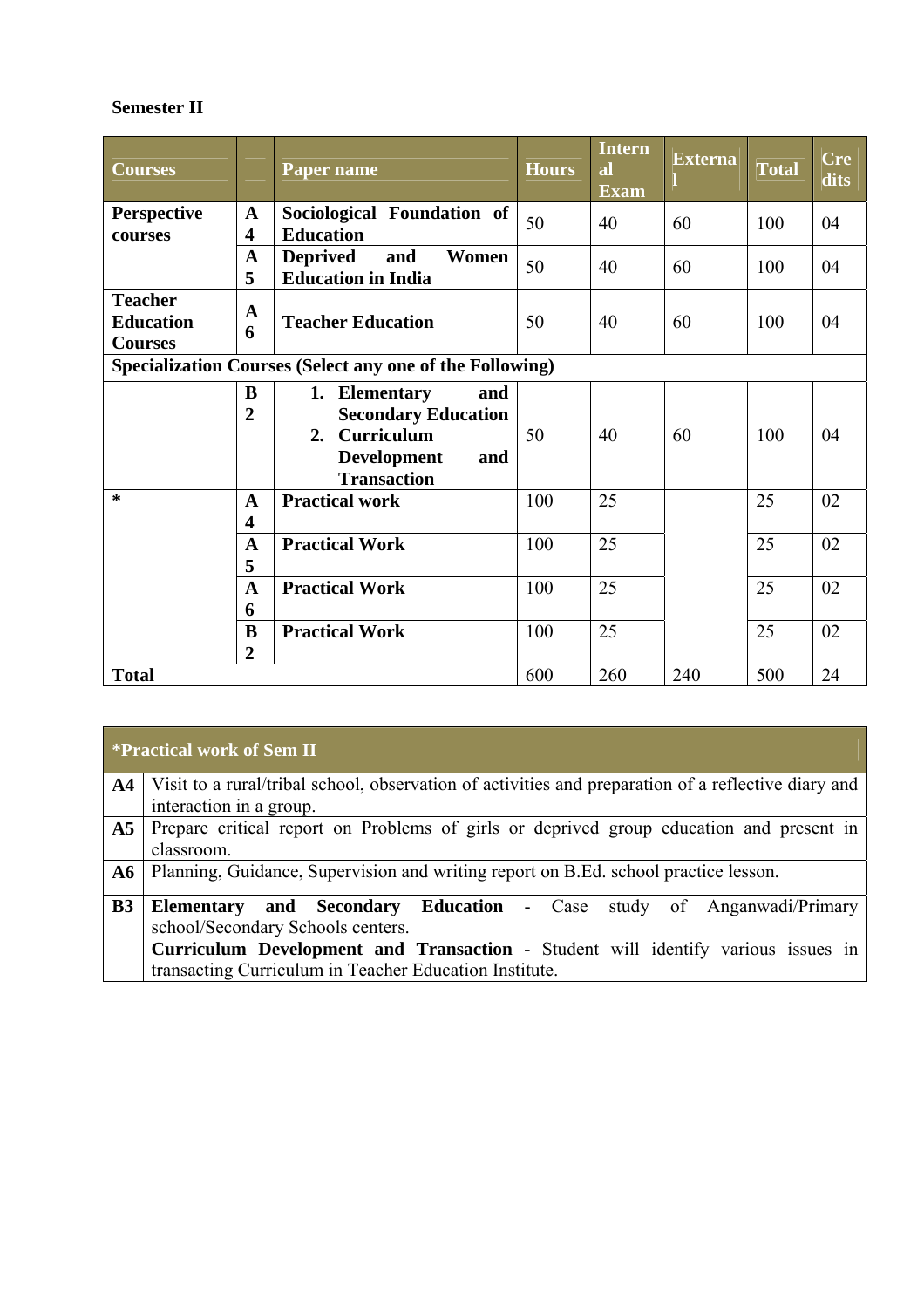**Semester II**

| Courses | | Paper name | Hours | Internal Exam | External | Total | Credits |
|---|---|---|---|---|---|---|---|
| **Perspective courses** | **A 4** | **Sociological Foundation of Education** | 50 | 40 | 60 | 100 | 04 |
| | **A 5** | **Deprived and Women Education in India** | 50 | 40 | 60 | 100 | 04 |
| **Teacher Education Courses** | **A 6** | **Teacher Education** | 50 | 40 | 60 | 100 | 04 |
| **Specialization Courses (Select any one of the Following)** | | | | | | | |
| | **B 2** | **1. Elementary and Secondary Education** **2. Curriculum Development and Transaction** | 50 | 40 | 60 | 100 | 04 |
| * | **A 4** | **Practical work** | 100 | 25 | | 25 | 02 |
| | **A 5** | **Practical Work** | 100 | 25 | | 25 | 02 |
| | **A 6** | **Practical Work** | 100 | 25 | | 25 | 02 |
| | **B 2** | **Practical Work** | 100 | 25 | | 25 | 02 |
| **Total** | | | 600 | 260 | 240 | 500 | 24 |

| | **\*Practical work of Sem II** |
|---|---|
| **A4** | Visit to a rural/tribal school, observation of activities and preparation of a reflective diary and interaction in a group. |
| **A5** | Prepare critical report on Problems of girls or deprived group education and present in classroom. |
| **A6** | Planning, Guidance, Supervision and writing report on B.Ed. school practice lesson. |
| **B3** | **Elementary and Secondary Education** - Case study of Anganwadi/Primary school/Secondary Schools centers. **Curriculum Development and Transaction** - Student will identify various issues in transacting Curriculum in Teacher Education Institute. |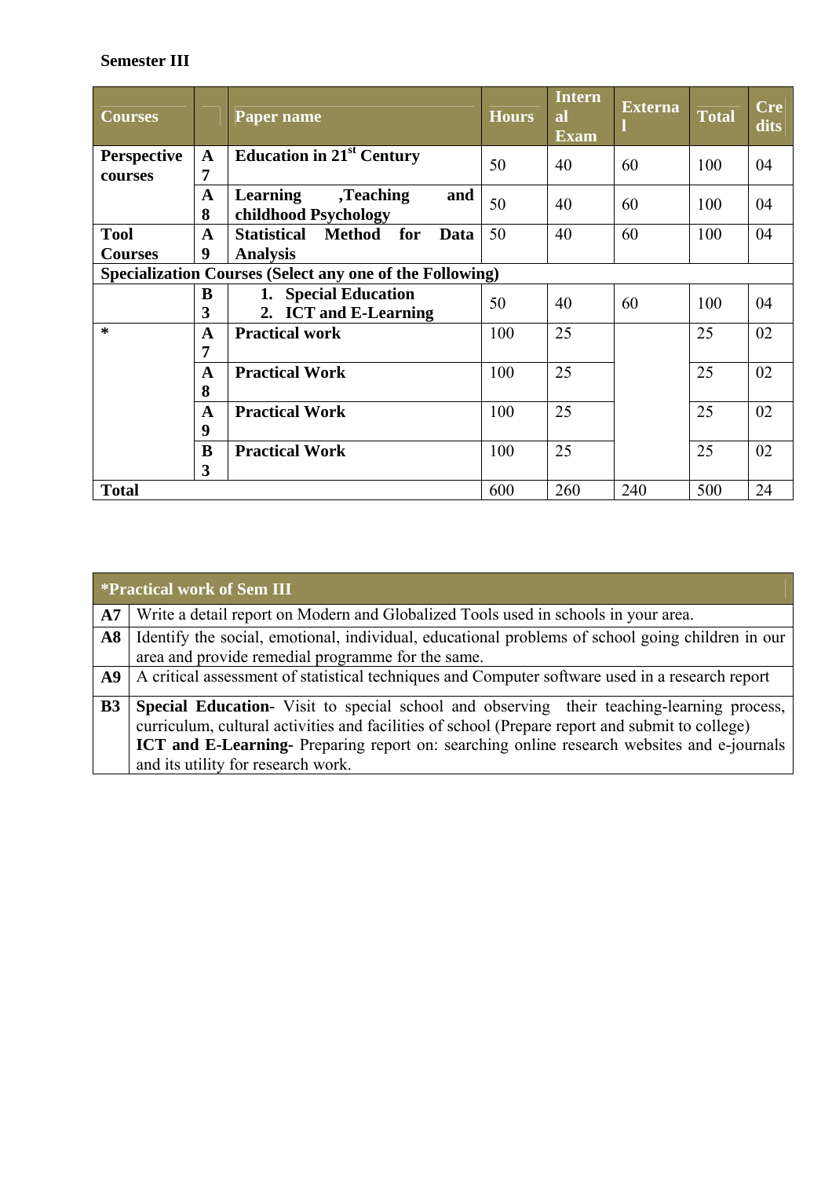**Semester III**

| Courses | | Paper name | Hours | Internal Exam | External | Total | Credits |
|---|---|---|---|---|---|---|---|
| **Perspective courses** | **A 7** | **Education in 21st Century** | 50 | 40 | 60 | 100 | 04 |
| | **A 8** | **Learning ,Teaching and childhood Psychology** | 50 | 40 | 60 | 100 | 04 |
| **Tool Courses** | **A 9** | **Statistical Method for Data Analysis** | 50 | 40 | 60 | 100 | 04 |
| **Specialization Courses (Select any one of the Following)** | | | | | | | |
| | **B 3** | **1. Special Education** **2. ICT and E-Learning** | 50 | 40 | 60 | 100 | 04 |
| * | **A 7** | **Practical work** | 100 | 25 | | 25 | 02 |
| | **A 8** | **Practical Work** | 100 | 25 | | 25 | 02 |
| | **A 9** | **Practical Work** | 100 | 25 | | 25 | 02 |
| | **B 3** | **Practical Work** | 100 | 25 | | 25 | 02 |
| **Total** | | | 600 | 260 | 240 | 500 | 24 |

| **\*Practical work of Sem III** | |
|---|---|
| **A7** | Write a detail report on Modern and Globalized Tools used in schools in your area. |
| **A8** | Identify the social, emotional, individual, educational problems of school going children in our area and provide remedial programme for the same. |
| **A9** | A critical assessment of statistical techniques and Computer software used in a research report |
| **B3** | **Special Education-** Visit to special school and observing their teaching-learning process, curriculum, cultural activities and facilities of school (Prepare report and submit to college) **ICT and E-Learning-** Preparing report on: searching online research websites and e-journals and its utility for research work. |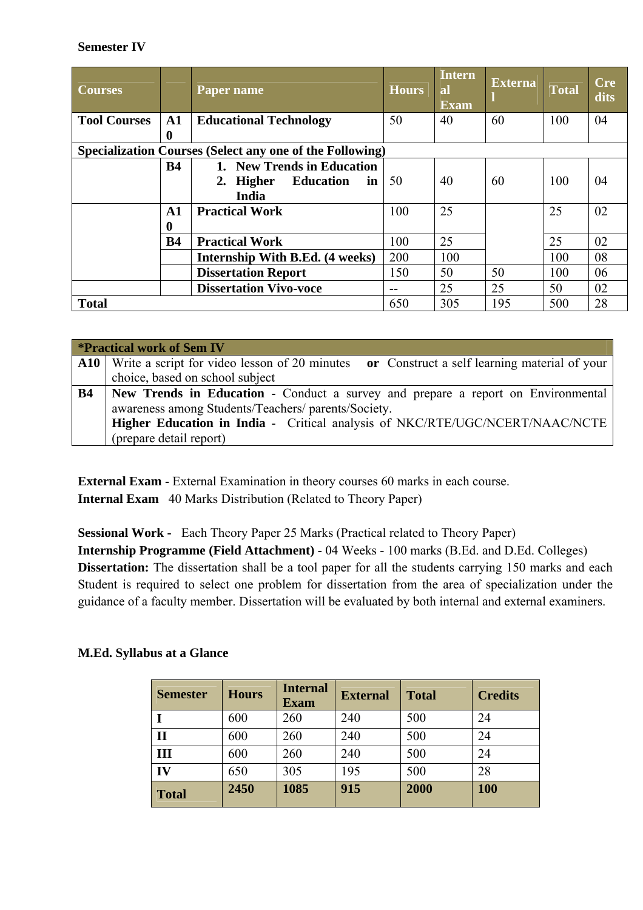**Semester IV**

| Courses | | Paper name | Hours | Internal Exam | External | Total | Credits |
|---|---|---|---|---|---|---|---|
| **Tool Courses** | **A10** | **Educational Technology** | 50 | 40 | 60 | 100 | 04 |
| **Specialization Courses (Select any one of the Following)** | | | | | | | |
| | **B4** | 1. **New Trends in Education** 2. **Higher Education in India** | 50 | 40 | 60 | 100 | 04 |
| | **A10** | **Practical Work** | 100 | 25 | | 25 | 02 |
| | **B4** | **Practical Work** | 100 | 25 | | 25 | 02 |
| | | **Internship With B.Ed. (4 weeks)** | 200 | 100 | | 100 | 08 |
| | | **Dissertation Report** | 150 | 50 | 50 | 100 | 06 |
| | | **Dissertation Vivo-voce** | -- | 25 | 25 | 50 | 02 |
| **Total** | | | 650 | 305 | 195 | 500 | 28 |

| **\*Practical work of Sem IV** | |
|---|---|
| **A10** | Write a script for video lesson of 20 minutes **or** Construct a self learning material of your choice, based on school subject |
| **B4** | **New Trends in Education** - Conduct a survey and prepare a report on Environmental awareness among Students/Teachers/ parents/Society. **Higher Education in India** - Critical analysis of NKC/RTE/UGC/NCERT/NAAC/NCTE (prepare detail report) |

**External Exam** - External Examination in theory courses 60 marks in each course.
**Internal Exam** 40 Marks Distribution (Related to Theory Paper)

**Sessional Work -** Each Theory Paper 25 Marks (Practical related to Theory Paper)
**Internship Programme (Field Attachment) -** 04 Weeks - 100 marks (B.Ed. and D.Ed. Colleges)
**Dissertation:** The dissertation shall be a tool paper for all the students carrying 150 marks and each Student is required to select one problem for dissertation from the area of specialization under the guidance of a faculty member. Dissertation will be evaluated by both internal and external examiners.

**M.Ed. Syllabus at a Glance**

| Semester | Hours | Internal Exam | External | Total | Credits |
|---|---|---|---|---|---|
| **I** | 600 | 260 | 240 | 500 | 24 |
| **II** | 600 | 260 | 240 | 500 | 24 |
| **III** | 600 | 260 | 240 | 500 | 24 |
| **IV** | 650 | 305 | 195 | 500 | 28 |
| **Total** | **2450** | **1085** | **915** | **2000** | **100** |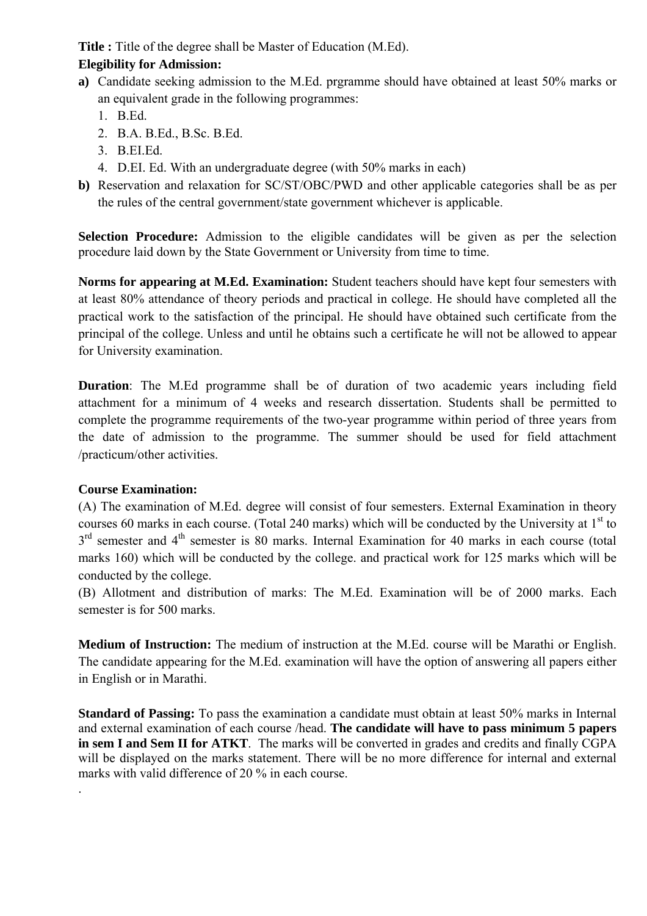**Title :** Title of the degree shall be Master of Education (M.Ed).

**Elegibility for Admission:**

**a)** Candidate seeking admission to the M.Ed. prgramme should have obtained at least 50% marks or an equivalent grade in the following programmes:

1. B.Ed.
2. B.A. B.Ed., B.Sc. B.Ed.
3. B.EI.Ed.
4. D.EI. Ed. With an undergraduate degree (with 50% marks in each)

**b)** Reservation and relaxation for SC/ST/OBC/PWD and other applicable categories shall be as per the rules of the central government/state government whichever is applicable.

**Selection Procedure:** Admission to the eligible candidates will be given as per the selection procedure laid down by the State Government or University from time to time.

**Norms for appearing at M.Ed. Examination:** Student teachers should have kept four semesters with at least 80% attendance of theory periods and practical in college. He should have completed all the practical work to the satisfaction of the principal. He should have obtained such certificate from the principal of the college. Unless and until he obtains such a certificate he will not be allowed to appear for University examination.

**Duration**: The M.Ed programme shall be of duration of two academic years including field attachment for a minimum of 4 weeks and research dissertation. Students shall be permitted to complete the programme requirements of the two-year programme within period of three years from the date of admission to the programme. The summer should be used for field attachment /practicum/other activities.

**Course Examination:**

(A) The examination of M.Ed. degree will consist of four semesters. External Examination in theory courses 60 marks in each course. (Total 240 marks) which will be conducted by the University at 1st to 3rd semester and 4th semester is 80 marks. Internal Examination for 40 marks in each course (total marks 160) which will be conducted by the college. and practical work for 125 marks which will be conducted by the college.

(B) Allotment and distribution of marks: The M.Ed. Examination will be of 2000 marks. Each semester is for 500 marks.

**Medium of Instruction:** The medium of instruction at the M.Ed. course will be Marathi or English. The candidate appearing for the M.Ed. examination will have the option of answering all papers either in English or in Marathi.

**Standard of Passing:** To pass the examination a candidate must obtain at least 50% marks in Internal and external examination of each course /head. **The candidate will have to pass minimum 5 papers in sem I and Sem II for ATKT**. The marks will be converted in grades and credits and finally CGPA will be displayed on the marks statement. There will be no more difference for internal and external marks with valid difference of 20 % in each course.

.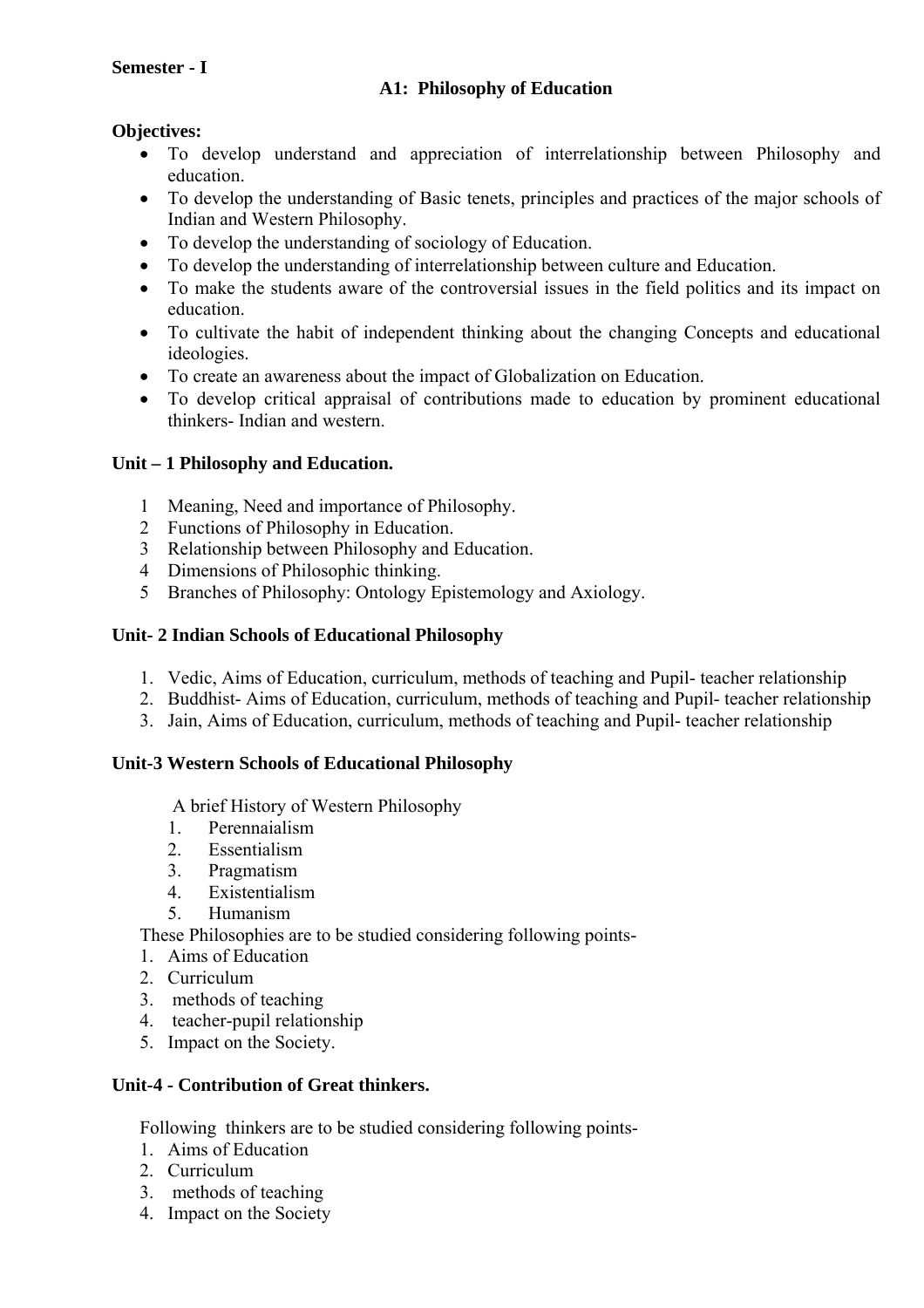**Semester - I**

## A1: Philosophy of Education

**Objectives:**

- To develop understand and appreciation of interrelationship between Philosophy and education.
- To develop the understanding of Basic tenets, principles and practices of the major schools of Indian and Western Philosophy.
- To develop the understanding of sociology of Education.
- To develop the understanding of interrelationship between culture and Education.
- To make the students aware of the controversial issues in the field politics and its impact on education.
- To cultivate the habit of independent thinking about the changing Concepts and educational ideologies.
- To create an awareness about the impact of Globalization on Education.
- To develop critical appraisal of contributions made to education by prominent educational thinkers- Indian and western.

### Unit – 1 Philosophy and Education.

1. Meaning, Need and importance of Philosophy.
2. Functions of Philosophy in Education.
3. Relationship between Philosophy and Education.
4. Dimensions of Philosophic thinking.
5. Branches of Philosophy: Ontology Epistemology and Axiology.

### Unit- 2 Indian Schools of Educational Philosophy

1. Vedic, Aims of Education, curriculum, methods of teaching and Pupil- teacher relationship
2. Buddhist- Aims of Education, curriculum, methods of teaching and Pupil- teacher relationship
3. Jain, Aims of Education, curriculum, methods of teaching and Pupil- teacher relationship

### Unit-3 Western Schools of Educational Philosophy

A brief History of Western Philosophy

1. Perennaialism
2. Essentialism
3. Pragmatism
4. Existentialism
5. Humanism

These Philosophies are to be studied considering following points-

1. Aims of Education
2. Curriculum
3. methods of teaching
4. teacher-pupil relationship
5. Impact on the Society.

### Unit-4 - Contribution of Great thinkers.

Following thinkers are to be studied considering following points-

1. Aims of Education
2. Curriculum
3. methods of teaching
4. Impact on the Society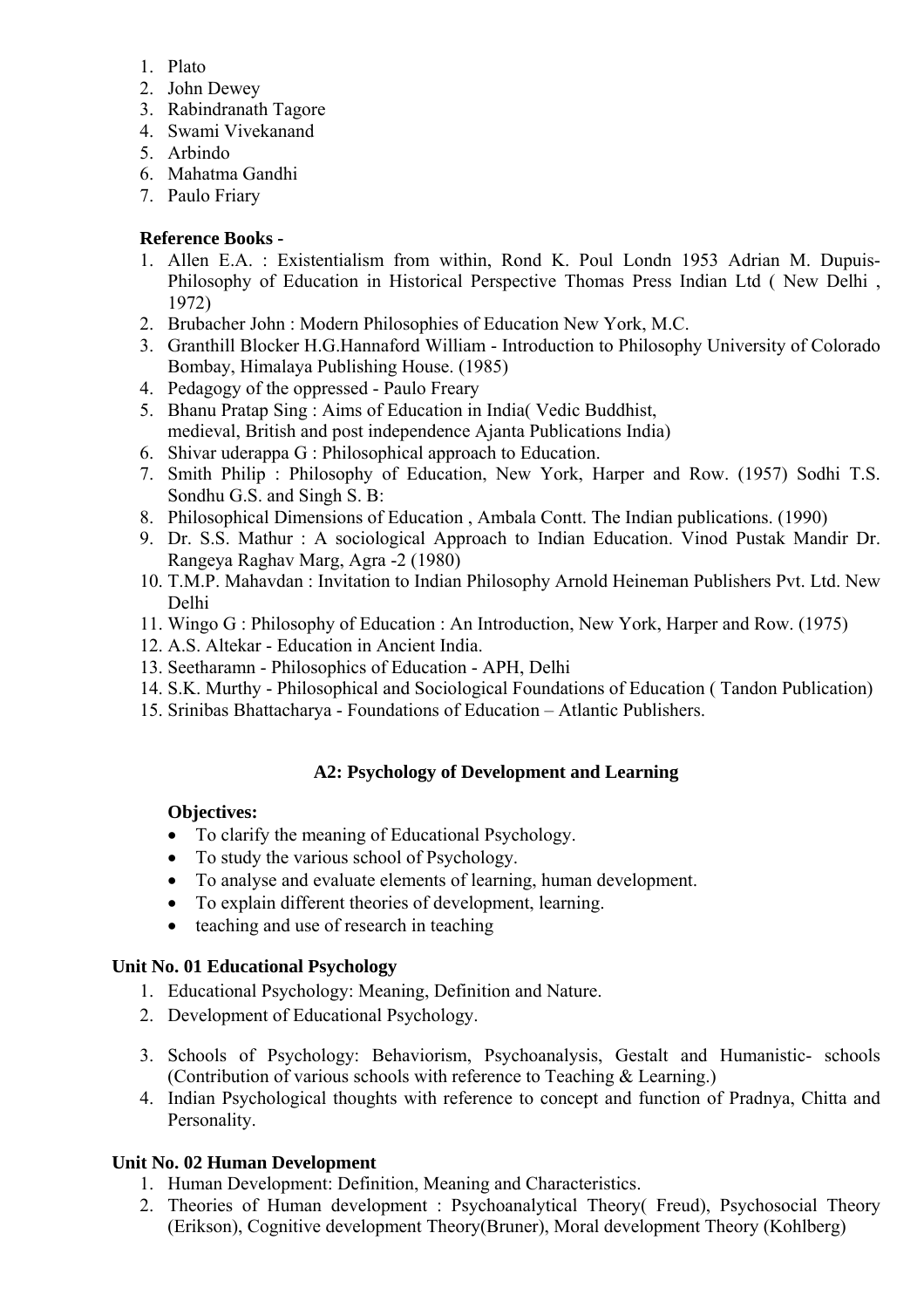1. Plato
2. John Dewey
3. Rabindranath Tagore
4. Swami Vivekanand
5. Arbindo
6. Mahatma Gandhi
7. Paulo Friary

**Reference Books -**

1. Allen E.A. : Existentialism from within, Rond K. Poul Londn 1953 Adrian M. Dupuis- Philosophy of Education in Historical Perspective Thomas Press Indian Ltd ( New Delhi , 1972)
2. Brubacher John : Modern Philosophies of Education New York, M.C.
3. Granthill Blocker H.G.Hannaford William - Introduction to Philosophy University of Colorado Bombay, Himalaya Publishing House. (1985)
4. Pedagogy of the oppressed - Paulo Freary
5. Bhanu Pratap Sing : Aims of Education in India( Vedic Buddhist, medieval, British and post independence Ajanta Publications India)
6. Shivar uderappa G : Philosophical approach to Education.
7. Smith Philip : Philosophy of Education, New York, Harper and Row. (1957) Sodhi T.S. Sondhu G.S. and Singh S. B:
8. Philosophical Dimensions of Education , Ambala Contt. The Indian publications. (1990)
9. Dr. S.S. Mathur : A sociological Approach to Indian Education. Vinod Pustak Mandir Dr. Rangeya Raghav Marg, Agra -2 (1980)
10. T.M.P. Mahavdan : Invitation to Indian Philosophy Arnold Heineman Publishers Pvt. Ltd. New Delhi
11. Wingo G : Philosophy of Education : An Introduction, New York, Harper and Row. (1975)
12. A.S. Altekar - Education in Ancient India.
13. Seetharamn - Philosophics of Education - APH, Delhi
14. S.K. Murthy - Philosophical and Sociological Foundations of Education ( Tandon Publication)
15. Srinibas Bhattacharya - Foundations of Education – Atlantic Publishers.

## A2: Psychology of Development and Learning

**Objectives:**

- To clarify the meaning of Educational Psychology.
- To study the various school of Psychology.
- To analyse and evaluate elements of learning, human development.
- To explain different theories of development, learning.
- teaching and use of research in teaching

### Unit No. 01 Educational Psychology

1. Educational Psychology: Meaning, Definition and Nature.
2. Development of Educational Psychology.
3. Schools of Psychology: Behaviorism, Psychoanalysis, Gestalt and Humanistic- schools (Contribution of various schools with reference to Teaching & Learning.)
4. Indian Psychological thoughts with reference to concept and function of Pradnya, Chitta and Personality.

### Unit No. 02 Human Development

1. Human Development: Definition, Meaning and Characteristics.
2. Theories of Human development : Psychoanalytical Theory( Freud), Psychosocial Theory (Erikson), Cognitive development Theory(Bruner), Moral development Theory (Kohlberg)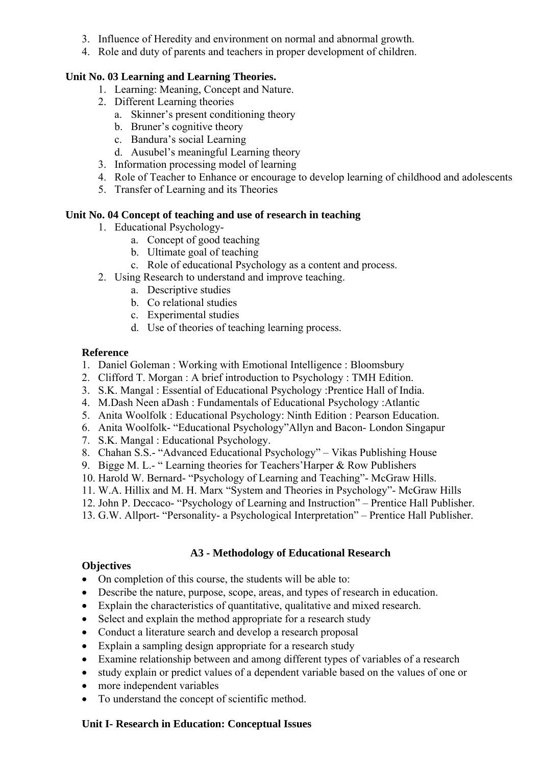3. Influence of Heredity and environment on normal and abnormal growth.
4. Role and duty of parents and teachers in proper development of children.

**Unit No. 03 Learning and Learning Theories.**

1. Learning: Meaning, Concept and Nature.
2. Different Learning theories
   a. Skinner's present conditioning theory
   b. Bruner's cognitive theory
   c. Bandura's social Learning
   d. Ausubel's meaningful Learning theory
3. Information processing model of learning
4. Role of Teacher to Enhance or encourage to develop learning of childhood and adolescents
5. Transfer of Learning and its Theories

**Unit No. 04 Concept of teaching and use of research in teaching**

1. Educational Psychology-
   a. Concept of good teaching
   b. Ultimate goal of teaching
   c. Role of educational Psychology as a content and process.
2. Using Research to understand and improve teaching.
   a. Descriptive studies
   b. Co relational studies
   c. Experimental studies
   d. Use of theories of teaching learning process.

**Reference**

1. Daniel Goleman : Working with Emotional Intelligence : Bloomsbury
2. Clifford T. Morgan : A brief introduction to Psychology : TMH Edition.
3. S.K. Mangal : Essential of Educational Psychology :Prentice Hall of India.
4. M.Dash Neen aDash : Fundamentals of Educational Psychology :Atlantic
5. Anita Woolfolk : Educational Psychology: Ninth Edition : Pearson Education.
6. Anita Woolfolk- "Educational Psychology"Allyn and Bacon- London Singapur
7. S.K. Mangal : Educational Psychology.
8. Chahan S.S.- "Advanced Educational Psychology" – Vikas Publishing House
9. Bigge M. L.- " Learning theories for Teachers'Harper & Row Publishers
10. Harold W. Bernard- "Psychology of Learning and Teaching"- McGraw Hills.
11. W.A. Hillix and M. H. Marx "System and Theories in Psychology"- McGraw Hills
12. John P. Deccaco- "Psychology of Learning and Instruction" – Prentice Hall Publisher.
13. G.W. Allport- "Personality- a Psychological Interpretation" – Prentice Hall Publisher.

## A3 - Methodology of Educational Research

**Objectives**

- On completion of this course, the students will be able to:
- Describe the nature, purpose, scope, areas, and types of research in education.
- Explain the characteristics of quantitative, qualitative and mixed research.
- Select and explain the method appropriate for a research study
- Conduct a literature search and develop a research proposal
- Explain a sampling design appropriate for a research study
- Examine relationship between and among different types of variables of a research
- study explain or predict values of a dependent variable based on the values of one or
- more independent variables
- To understand the concept of scientific method.

**Unit I- Research in Education: Conceptual Issues**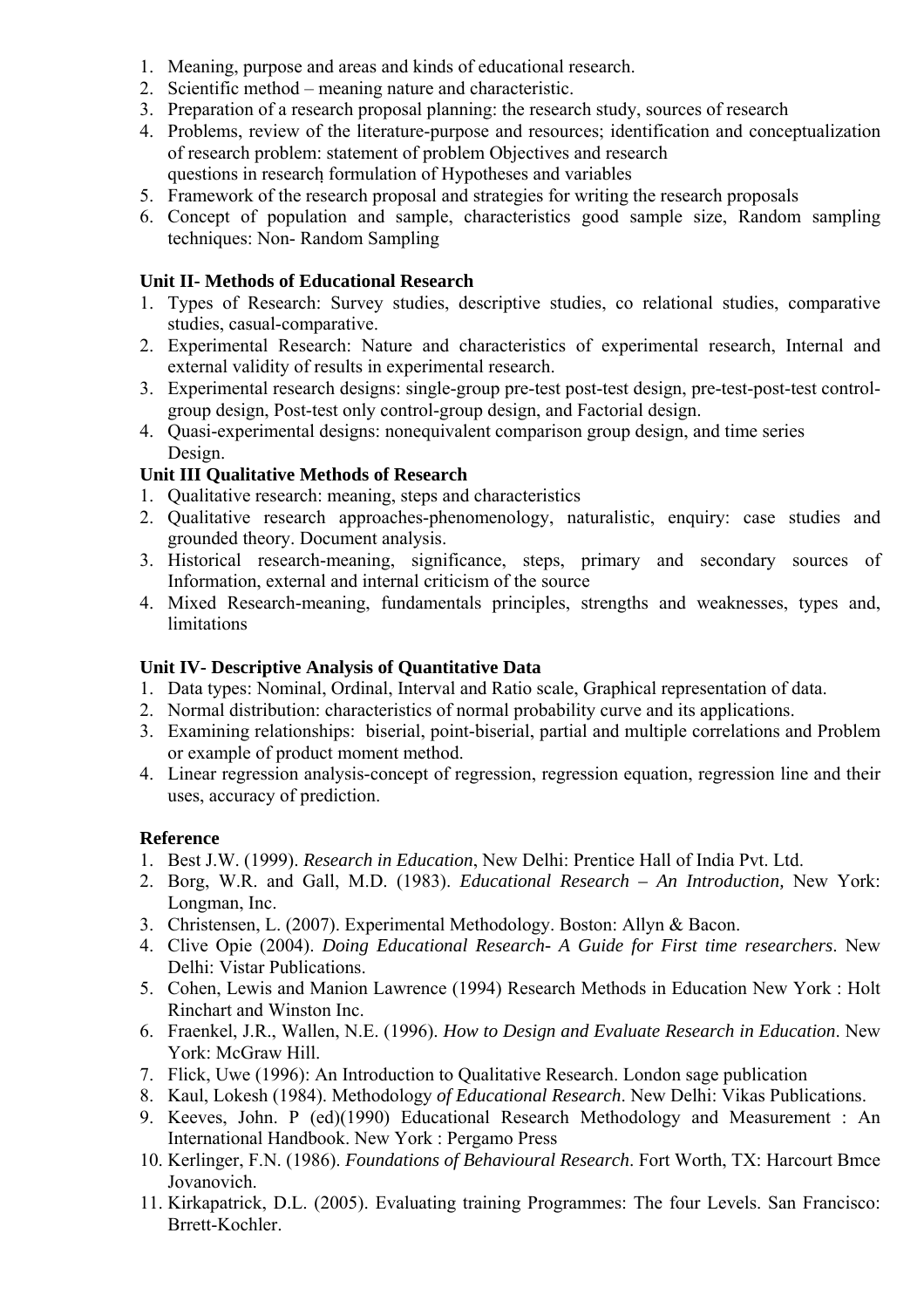1. Meaning, purpose and areas and kinds of educational research.
2. Scientific method – meaning nature and characteristic.
3. Preparation of a research proposal planning: the research study, sources of research
4. Problems, review of the literature-purpose and resources; identification and conceptualization of research problem: statement of problem Objectives and research questions in research formulation of Hypotheses and variables
5. Framework of the research proposal and strategies for writing the research proposals
6. Concept of population and sample, characteristics good sample size, Random sampling techniques: Non- Random Sampling

**Unit II- Methods of Educational Research**

1. Types of Research: Survey studies, descriptive studies, co relational studies, comparative studies, casual-comparative.
2. Experimental Research: Nature and characteristics of experimental research, Internal and external validity of results in experimental research.
3. Experimental research designs: single-group pre-test post-test design, pre-test-post-test control-group design, Post-test only control-group design, and Factorial design.
4. Quasi-experimental designs: nonequivalent comparison group design, and time series Design.

**Unit III Qualitative Methods of Research**

1. Qualitative research: meaning, steps and characteristics
2. Qualitative research approaches-phenomenology, naturalistic, enquiry: case studies and grounded theory. Document analysis.
3. Historical research-meaning, significance, steps, primary and secondary sources of Information, external and internal criticism of the source
4. Mixed Research-meaning, fundamentals principles, strengths and weaknesses, types and, limitations

**Unit IV- Descriptive Analysis of Quantitative Data**

1. Data types: Nominal, Ordinal, Interval and Ratio scale, Graphical representation of data.
2. Normal distribution: characteristics of normal probability curve and its applications.
3. Examining relationships: biserial, point-biserial, partial and multiple correlations and Problem or example of product moment method.
4. Linear regression analysis-concept of regression, regression equation, regression line and their uses, accuracy of prediction.

**Reference**

1. Best J.W. (1999). *Research in Education*, New Delhi: Prentice Hall of India Pvt. Ltd.
2. Borg, W.R. and Gall, M.D. (1983). *Educational Research – An Introduction,* New York: Longman, Inc.
3. Christensen, L. (2007). Experimental Methodology. Boston: Allyn & Bacon.
4. Clive Opie (2004). *Doing Educational Research- A Guide for First time researchers*. New Delhi: Vistar Publications.
5. Cohen, Lewis and Manion Lawrence (1994) Research Methods in Education New York : Holt Rinchart and Winston Inc.
6. Fraenkel, J.R., Wallen, N.E. (1996). *How to Design and Evaluate Research in Education*. New York: McGraw Hill.
7. Flick, Uwe (1996): An Introduction to Qualitative Research. London sage publication
8. Kaul, Lokesh (1984). Methodology *of Educational Research*. New Delhi: Vikas Publications.
9. Keeves, John. P (ed)(1990) Educational Research Methodology and Measurement : An International Handbook. New York : Pergamo Press
10. Kerlinger, F.N. (1986). *Foundations of Behavioural Research*. Fort Worth, TX: Harcourt Bmce Jovanovich.
11. Kirkapatrick, D.L. (2005). Evaluating training Programmes: The four Levels. San Francisco: Brrett-Kochler.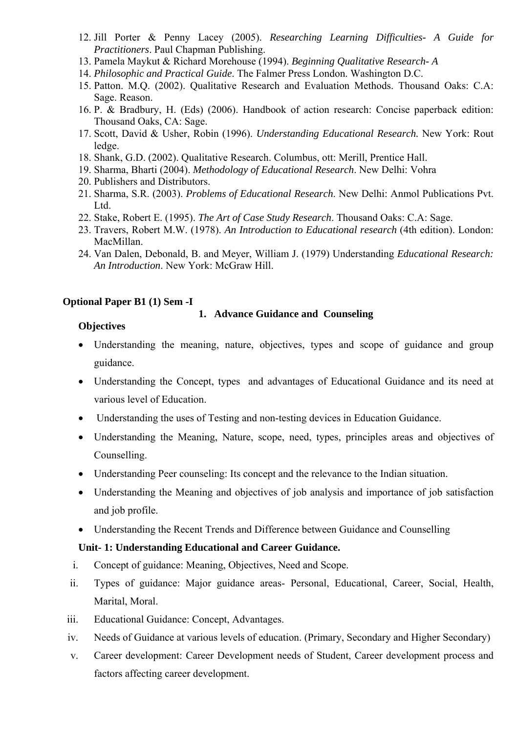12. Jill Porter & Penny Lacey (2005). *Researching Learning Difficulties- A Guide for Practitioners*. Paul Chapman Publishing.
13. Pamela Maykut & Richard Morehouse (1994). *Beginning Qualitative Research- A*
14. *Philosophic and Practical Guide*. The Falmer Press London. Washington D.C.
15. Patton. M.Q. (2002). Qualitative Research and Evaluation Methods. Thousand Oaks: C.A: Sage. Reason.
16. P. & Bradbury, H. (Eds) (2006). Handbook of action research: Concise paperback edition: Thousand Oaks, CA: Sage.
17. Scott, David & Usher, Robin (1996). *Understanding Educational Research.* New York: Rout ledge.
18. Shank, G.D. (2002). Qualitative Research. Columbus, ott: Merill, Prentice Hall.
19. Sharma, Bharti (2004). *Methodology of Educational Research*. New Delhi: Vohra
20. Publishers and Distributors.
21. Sharma, S.R. (2003). *Problems of Educational Research*. New Delhi: Anmol Publications Pvt. Ltd.
22. Stake, Robert E. (1995). *The Art of Case Study Research*. Thousand Oaks: C.A: Sage.
23. Travers, Robert M.W. (1978). *An Introduction to Educational research* (4th edition). London: MacMillan.
24. Van Dalen, Debonald, B. and Meyer, William J. (1979) Understanding *Educational Research: An Introduction*. New York: McGraw Hill.

**Optional Paper B1 (1) Sem -I**

## 1. Advance Guidance and Counseling

**Objectives**

- Understanding the meaning, nature, objectives, types and scope of guidance and group guidance.
- Understanding the Concept, types and advantages of Educational Guidance and its need at various level of Education.
- Understanding the uses of Testing and non-testing devices in Education Guidance.
- Understanding the Meaning, Nature, scope, need, types, principles areas and objectives of Counselling.
- Understanding Peer counseling: Its concept and the relevance to the Indian situation.
- Understanding the Meaning and objectives of job analysis and importance of job satisfaction and job profile.
- Understanding the Recent Trends and Difference between Guidance and Counselling

**Unit- 1: Understanding Educational and Career Guidance.**

i. Concept of guidance: Meaning, Objectives, Need and Scope.
ii. Types of guidance: Major guidance areas- Personal, Educational, Career, Social, Health, Marital, Moral.
iii. Educational Guidance: Concept, Advantages.
iv. Needs of Guidance at various levels of education. (Primary, Secondary and Higher Secondary)
v. Career development: Career Development needs of Student, Career development process and factors affecting career development.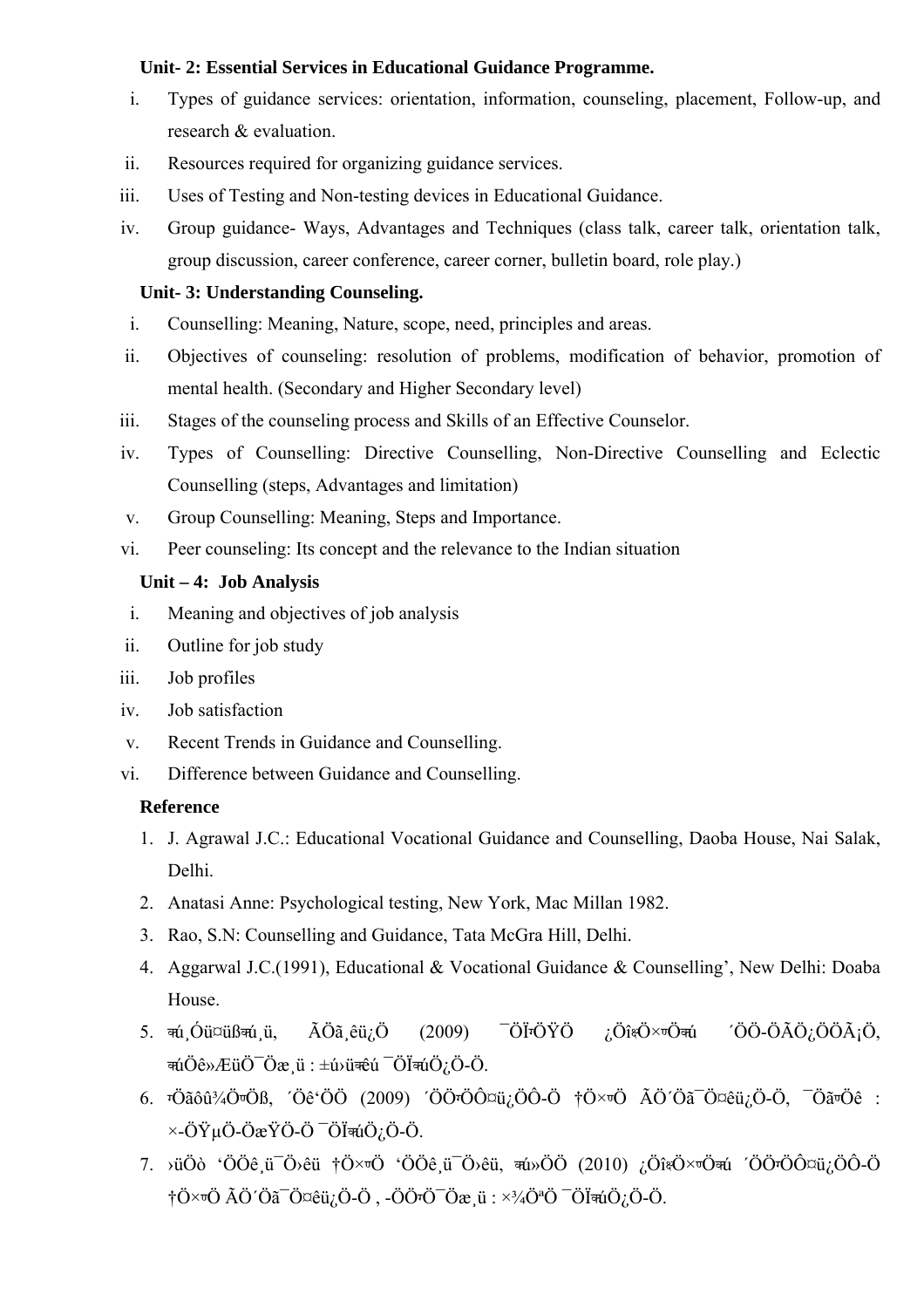**Unit- 2: Essential Services in Educational Guidance Programme.**

i. Types of guidance services: orientation, information, counseling, placement, Follow-up, and research & evaluation.
ii. Resources required for organizing guidance services.
iii. Uses of Testing and Non-testing devices in Educational Guidance.
iv. Group guidance- Ways, Advantages and Techniques (class talk, career talk, orientation talk, group discussion, career conference, career corner, bulletin board, role play.)

**Unit- 3: Understanding Counseling.**

i. Counselling: Meaning, Nature, scope, need, principles and areas.
ii. Objectives of counseling: resolution of problems, modification of behavior, promotion of mental health. (Secondary and Higher Secondary level)
iii. Stages of the counseling process and Skills of an Effective Counselor.
iv. Types of Counselling: Directive Counselling, Non-Directive Counselling and Eclectic Counselling (steps, Advantages and limitation)
v. Group Counselling: Meaning, Steps and Importance.
vi. Peer counseling: Its concept and the relevance to the Indian situation

**Unit – 4: Job Analysis**

i. Meaning and objectives of job analysis
ii. Outline for job study
iii. Job profiles
iv. Job satisfaction
v. Recent Trends in Guidance and Counselling.
vi. Difference between Guidance and Counselling.

**Reference**

1. J. Agrawal J.C.: Educational Vocational Guidance and Counselling, Daoba House, Nai Salak, Delhi.
2. Anatasi Anne: Psychological testing, New York, Mac Millan 1982.
3. Rao, S.N: Counselling and Guidance, Tata McGra Hill, Delhi.
4. Aggarwal J.C.(1991), Educational & Vocational Guidance & Counselling', New Delhi: Doaba House.
5. क्ú¸Óü¤üßक्ú¸ü, ÃÖã¸êü¿Ö (2009) ¯ÖÏ¿ÖÝÖ ¿Öî�henÖ×¾ÖÛúú ´ÖÖ-ÖÃÖ¿ÖÖÃ¡Ö, क्úÖê»ÆüÖ¯Öæ¸ü : ±ú›üकेú ¯ÖÏक्úÖ¿Ö-Ö.
6. ¾Öãôû¾Öß, ´Öê'ÖÖ (2009) ´ÖÖ¾ÖÔ¤ü¿ÖÔ-Ö †Ö×¾Ö ÃÖ´Öã¯Ö¤êü¿Ö-Ö, ¯Öã¾Öê : ×-ÖŸµÖ-ÖæŸÖ-Ö ¯ÖÏक्úÖ¿Ö-Ö.
7. ›üÖò 'ÖÖê¸ü¯Ö›êü †Ö×¾Ö 'ÖÖê¸ü¯Ö›êü, क्ú»ÖÖ (2010) ¿Öî¹Ö×¾Öक्ú ´ÖÖ¾ÖÔ¤ü¿ÖÔ-Ö †Ö×¾Ö ÃÖ´Öã¯Ö¤êü¿Ö-Ö , -ÖÖ¾Ö¯Öæ¸ü : ×¾ÖªÖ ¯ÖÏक्úÖ¿Ö-Ö.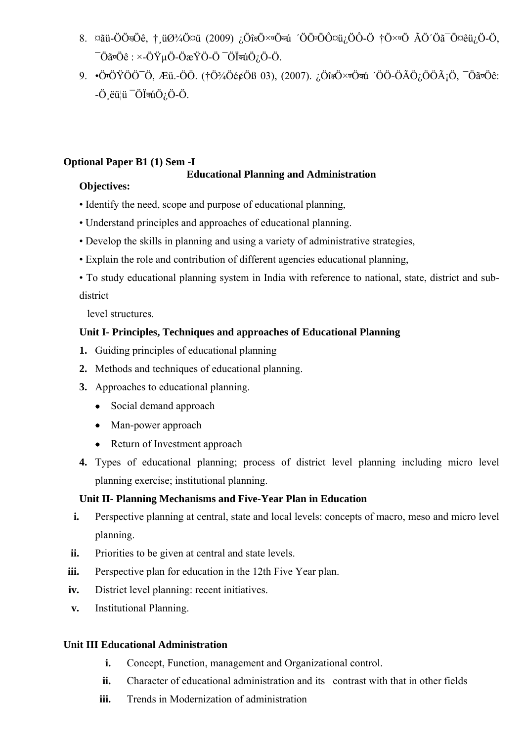8. ¤ãü-ÖÖ¾Öê, †¸üØ¾Ö¤ü (2009) ¿Öî×¥Ö¾Öú ´ÖÖ¯ÖÔ¤ü¿ÖÔ-Ö †Ö×¥Ö ÃÖ´Öã¯Ö¤êü¿Ö-Ö, ¯Öã¥Öê : ×-ÖŸµÖ-ÖæŸÖ-Ö ¯ÖÏ¾úÖ¿Ö-Ö.
9. •Ö¯ÖŸÖÖ¯Ö, Æü.-ÖÖ. (†Ö¾Öé¢Öß 03), (2007). ¿Öî×¥Ö¾Öú ´ÖÖ-ÖÃÖ¿ÖÖÃ¡Ö, ¯Öã¥Öê: -Ö¸ëü¦ü ¯ÖÏ¾úÖ¿Ö-Ö.

**Optional Paper B1 (1) Sem -I**

**Educational Planning and Administration**

**Objectives:**

- Identify the need, scope and purpose of educational planning,
- Understand principles and approaches of educational planning.
- Develop the skills in planning and using a variety of administrative strategies,
- Explain the role and contribution of different agencies educational planning,
- To study educational planning system in India with reference to national, state, district and sub-district level structures.

**Unit I- Principles, Techniques and approaches of Educational Planning**

1. Guiding principles of educational planning
2. Methods and techniques of educational planning.
3. Approaches to educational planning.
   - Social demand approach
   - Man-power approach
   - Return of Investment approach
4. Types of educational planning; process of district level planning including micro level planning exercise; institutional planning.

**Unit II- Planning Mechanisms and Five-Year Plan in Education**

i. Perspective planning at central, state and local levels: concepts of macro, meso and micro level planning.
ii. Priorities to be given at central and state levels.
iii. Perspective plan for education in the 12th Five Year plan.
iv. District level planning: recent initiatives.
v. Institutional Planning.

**Unit III Educational Administration**

i. Concept, Function, management and Organizational control.
ii. Character of educational administration and its contrast with that in other fields
iii. Trends in Modernization of administration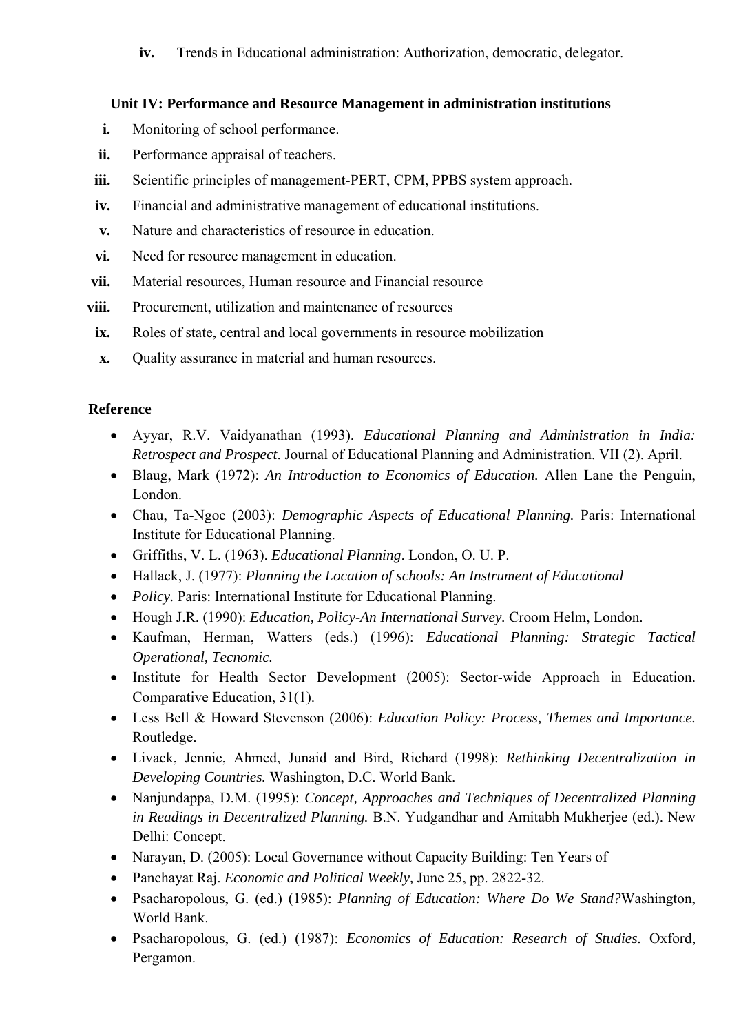iv. Trends in Educational administration: Authorization, democratic, delegator.

**Unit IV: Performance and Resource Management in administration institutions**

i. Monitoring of school performance.
ii. Performance appraisal of teachers.
iii. Scientific principles of management-PERT, CPM, PPBS system approach.
iv. Financial and administrative management of educational institutions.
v. Nature and characteristics of resource in education.
vi. Need for resource management in education.
vii. Material resources, Human resource and Financial resource
viii. Procurement, utilization and maintenance of resources
ix. Roles of state, central and local governments in resource mobilization
x. Quality assurance in material and human resources.

**Reference**

- Ayyar, R.V. Vaidyanathan (1993). *Educational Planning and Administration in India: Retrospect and Prospect*. Journal of Educational Planning and Administration. VII (2). April.
- Blaug, Mark (1972): *An Introduction to Economics of Education.* Allen Lane the Penguin, London.
- Chau, Ta-Ngoc (2003): *Demographic Aspects of Educational Planning.* Paris: International Institute for Educational Planning.
- Griffiths, V. L. (1963). *Educational Planning*. London, O. U. P.
- Hallack, J. (1977): *Planning the Location of schools: An Instrument of Educational*
- *Policy.* Paris: International Institute for Educational Planning.
- Hough J.R. (1990): *Education, Policy-An International Survey.* Croom Helm, London.
- Kaufman, Herman, Watters (eds.) (1996): *Educational Planning: Strategic Tactical Operational, Tecnomic.*
- Institute for Health Sector Development (2005): Sector-wide Approach in Education. Comparative Education, 31(1).
- Less Bell & Howard Stevenson (2006): *Education Policy: Process, Themes and Importance.* Routledge.
- Livack, Jennie, Ahmed, Junaid and Bird, Richard (1998): *Rethinking Decentralization in Developing Countries.* Washington, D.C. World Bank.
- Nanjundappa, D.M. (1995): *Concept, Approaches and Techniques of Decentralized Planning in Readings in Decentralized Planning.* B.N. Yudgandhar and Amitabh Mukherjee (ed.). New Delhi: Concept.
- Narayan, D. (2005): Local Governance without Capacity Building: Ten Years of
- Panchayat Raj. *Economic and Political Weekly,* June 25, pp. 2822-32.
- Psacharopolous, G. (ed.) (1985): *Planning of Education: Where Do We Stand?*Washington, World Bank.
- Psacharopolous, G. (ed.) (1987): *Economics of Education: Research of Studies.* Oxford, Pergamon.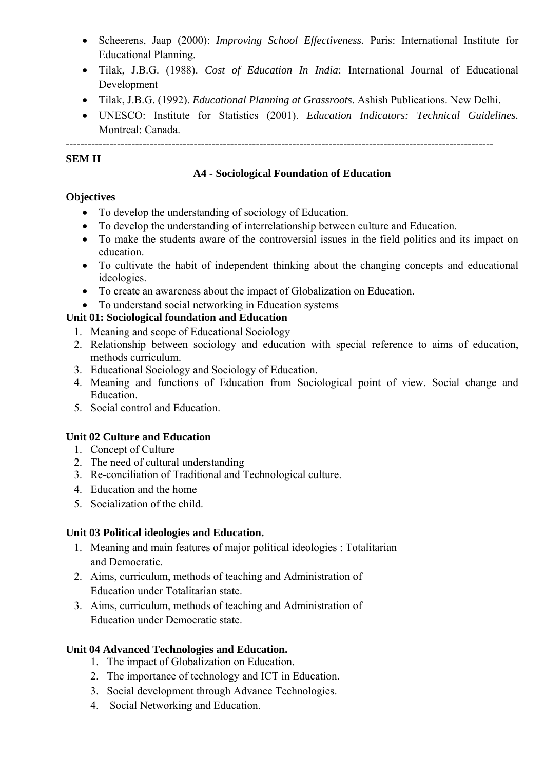- Scheerens, Jaap (2000): *Improving School Effectiveness.* Paris: International Institute for Educational Planning.
- Tilak, J.B.G. (1988). *Cost of Education In India*: International Journal of Educational Development
- Tilak, J.B.G. (1992). *Educational Planning at Grassroots*. Ashish Publications. New Delhi.
- UNESCO: Institute for Statistics (2001). *Education Indicators: Technical Guidelines.* Montreal: Canada.

---

**SEM II**

## A4 - Sociological Foundation of Education

**Objectives**

- To develop the understanding of sociology of Education.
- To develop the understanding of interrelationship between culture and Education.
- To make the students aware of the controversial issues in the field politics and its impact on education.
- To cultivate the habit of independent thinking about the changing concepts and educational ideologies.
- To create an awareness about the impact of Globalization on Education.
- To understand social networking in Education systems

**Unit 01: Sociological foundation and Education**

1. Meaning and scope of Educational Sociology
2. Relationship between sociology and education with special reference to aims of education, methods curriculum.
3. Educational Sociology and Sociology of Education.
4. Meaning and functions of Education from Sociological point of view. Social change and Education.
5. Social control and Education.

**Unit 02 Culture and Education**

1. Concept of Culture
2. The need of cultural understanding
3. Re-conciliation of Traditional and Technological culture.
4. Education and the home
5. Socialization of the child.

**Unit 03 Political ideologies and Education.**

1. Meaning and main features of major political ideologies : Totalitarian and Democratic.
2. Aims, curriculum, methods of teaching and Administration of Education under Totalitarian state.
3. Aims, curriculum, methods of teaching and Administration of Education under Democratic state.

**Unit 04 Advanced Technologies and Education.**

1. The impact of Globalization on Education.
2. The importance of technology and ICT in Education.
3. Social development through Advance Technologies.
4. Social Networking and Education.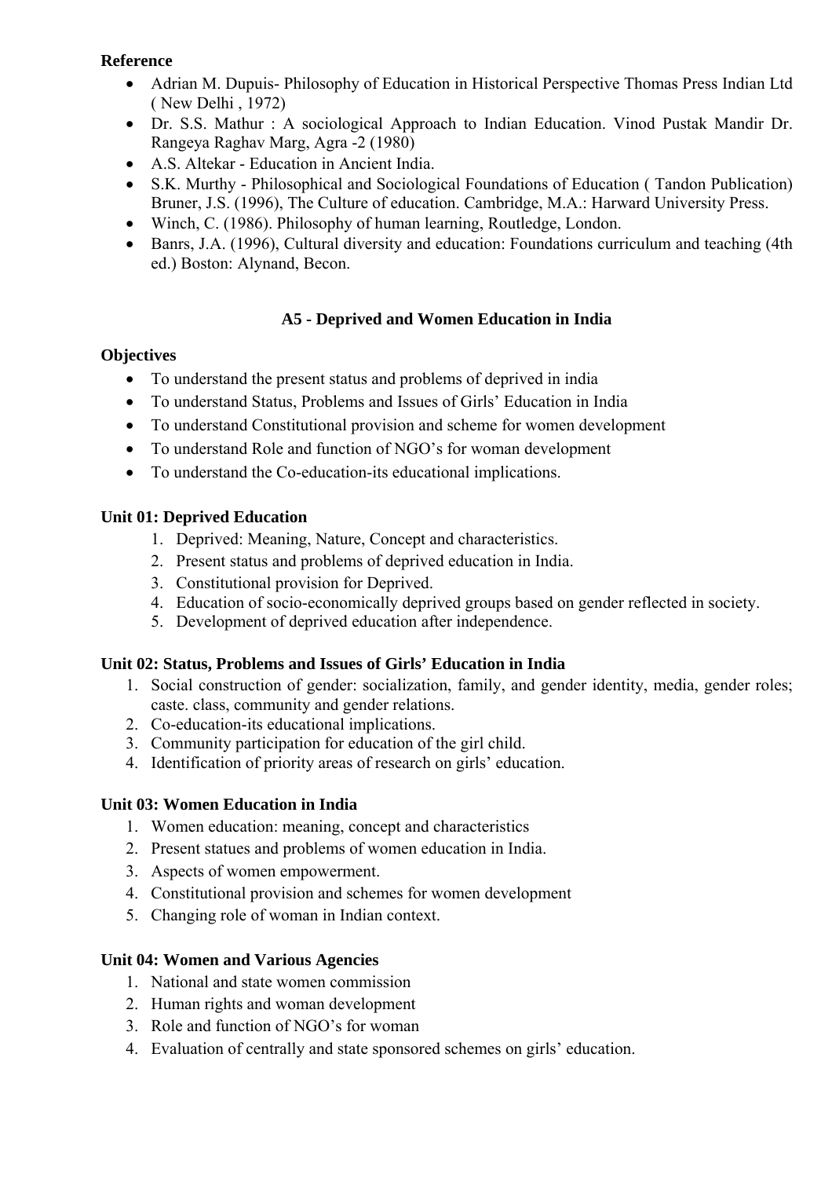**Reference**

- Adrian M. Dupuis- Philosophy of Education in Historical Perspective Thomas Press Indian Ltd ( New Delhi , 1972)
- Dr. S.S. Mathur : A sociological Approach to Indian Education. Vinod Pustak Mandir Dr. Rangeya Raghav Marg, Agra -2 (1980)
- A.S. Altekar - Education in Ancient India.
- S.K. Murthy - Philosophical and Sociological Foundations of Education ( Tandon Publication) Bruner, J.S. (1996), The Culture of education. Cambridge, M.A.: Harward University Press.
- Winch, C. (1986). Philosophy of human learning, Routledge, London.
- Banrs, J.A. (1996), Cultural diversity and education: Foundations curriculum and teaching (4th ed.) Boston: Alynand, Becon.

## A5 - Deprived and Women Education in India

**Objectives**

- To understand the present status and problems of deprived in india
- To understand Status, Problems and Issues of Girls' Education in India
- To understand Constitutional provision and scheme for women development
- To understand Role and function of NGO's for woman development
- To understand the Co-education-its educational implications.

**Unit 01: Deprived Education**

1. Deprived: Meaning, Nature, Concept and characteristics.
2. Present status and problems of deprived education in India.
3. Constitutional provision for Deprived.
4. Education of socio-economically deprived groups based on gender reflected in society.
5. Development of deprived education after independence.

**Unit 02: Status, Problems and Issues of Girls' Education in India**

1. Social construction of gender: socialization, family, and gender identity, media, gender roles; caste. class, community and gender relations.
2. Co-education-its educational implications.
3. Community participation for education of the girl child.
4. Identification of priority areas of research on girls' education.

**Unit 03: Women Education in India**

1. Women education: meaning, concept and characteristics
2. Present statues and problems of women education in India.
3. Aspects of women empowerment.
4. Constitutional provision and schemes for women development
5. Changing role of woman in Indian context.

**Unit 04: Women and Various Agencies**

1. National and state women commission
2. Human rights and woman development
3. Role and function of NGO's for woman
4. Evaluation of centrally and state sponsored schemes on girls' education.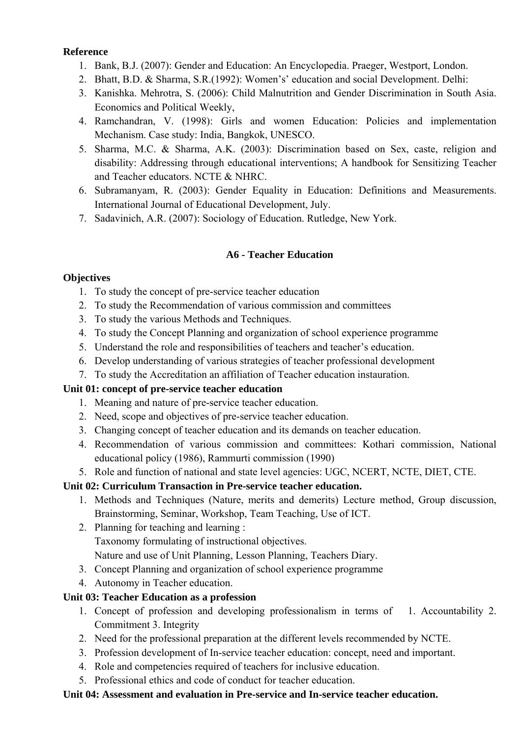**Reference**

1. Bank, B.J. (2007): Gender and Education: An Encyclopedia. Praeger, Westport, London.
2. Bhatt, B.D. & Sharma, S.R.(1992): Women's' education and social Development. Delhi:
3. Kanishka. Mehrotra, S. (2006): Child Malnutrition and Gender Discrimination in South Asia. Economics and Political Weekly,
4. Ramchandran, V. (1998): Girls and women Education: Policies and implementation Mechanism. Case study: India, Bangkok, UNESCO.
5. Sharma, M.C. & Sharma, A.K. (2003): Discrimination based on Sex, caste, religion and disability: Addressing through educational interventions; A handbook for Sensitizing Teacher and Teacher educators. NCTE & NHRC.
6. Subramanyam, R. (2003): Gender Equality in Education: Definitions and Measurements. International Journal of Educational Development, July.
7. Sadavinich, A.R. (2007): Sociology of Education. Rutledge, New York.

## A6 - Teacher Education

**Objectives**

1. To study the concept of pre-service teacher education
2. To study the Recommendation of various commission and committees
3. To study the various Methods and Techniques.
4. To study the Concept Planning and organization of school experience programme
5. Understand the role and responsibilities of teachers and teacher's education.
6. Develop understanding of various strategies of teacher professional development
7. To study the Accreditation an affiliation of Teacher education instauration.

**Unit 01: concept of pre-service teacher education**

1. Meaning and nature of pre-service teacher education.
2. Need, scope and objectives of pre-service teacher education.
3. Changing concept of teacher education and its demands on teacher education.
4. Recommendation of various commission and committees: Kothari commission, National educational policy (1986), Rammurti commission (1990)
5. Role and function of national and state level agencies: UGC, NCERT, NCTE, DIET, CTE.

**Unit 02: Curriculum Transaction in Pre-service teacher education.**

1. Methods and Techniques (Nature, merits and demerits) Lecture method, Group discussion, Brainstorming, Seminar, Workshop, Team Teaching, Use of ICT.
2. Planning for teaching and learning :
   Taxonomy formulating of instructional objectives.
   Nature and use of Unit Planning, Lesson Planning, Teachers Diary.
3. Concept Planning and organization of school experience programme
4. Autonomy in Teacher education.

**Unit 03: Teacher Education as a profession**

1. Concept of profession and developing professionalism in terms of 1. Accountability 2. Commitment 3. Integrity
2. Need for the professional preparation at the different levels recommended by NCTE.
3. Profession development of In-service teacher education: concept, need and important.
4. Role and competencies required of teachers for inclusive education.
5. Professional ethics and code of conduct for teacher education.

**Unit 04: Assessment and evaluation in Pre-service and In-service teacher education.**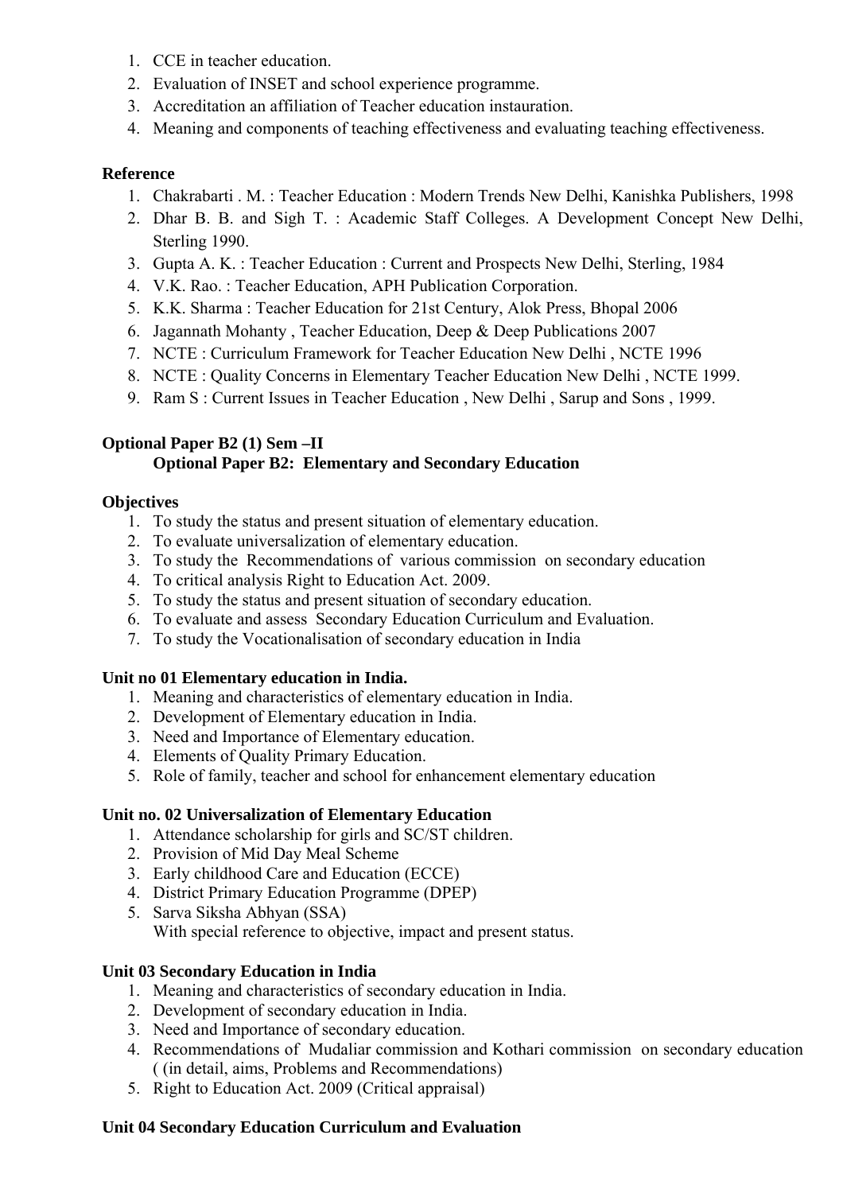1. CCE in teacher education.
2. Evaluation of INSET and school experience programme.
3. Accreditation an affiliation of Teacher education instauration.
4. Meaning and components of teaching effectiveness and evaluating teaching effectiveness.

**Reference**

1. Chakrabarti . M. : Teacher Education : Modern Trends New Delhi, Kanishka Publishers, 1998
2. Dhar B. B. and Sigh T. : Academic Staff Colleges. A Development Concept New Delhi, Sterling 1990.
3. Gupta A. K. : Teacher Education : Current and Prospects New Delhi, Sterling, 1984
4. V.K. Rao. : Teacher Education, APH Publication Corporation.
5. K.K. Sharma : Teacher Education for 21st Century, Alok Press, Bhopal 2006
6. Jagannath Mohanty , Teacher Education, Deep & Deep Publications 2007
7. NCTE : Curriculum Framework for Teacher Education New Delhi , NCTE 1996
8. NCTE : Quality Concerns in Elementary Teacher Education New Delhi , NCTE 1999.
9. Ram S : Current Issues in Teacher Education , New Delhi , Sarup and Sons , 1999.

**Optional Paper B2 (1) Sem –II**

**Optional Paper B2: Elementary and Secondary Education**

**Objectives**

1. To study the status and present situation of elementary education.
2. To evaluate universalization of elementary education.
3. To study the Recommendations of various commission on secondary education
4. To critical analysis Right to Education Act. 2009.
5. To study the status and present situation of secondary education.
6. To evaluate and assess Secondary Education Curriculum and Evaluation.
7. To study the Vocationalisation of secondary education in India

**Unit no 01 Elementary education in India.**

1. Meaning and characteristics of elementary education in India.
2. Development of Elementary education in India.
3. Need and Importance of Elementary education.
4. Elements of Quality Primary Education.
5. Role of family, teacher and school for enhancement elementary education

**Unit no. 02 Universalization of Elementary Education**

1. Attendance scholarship for girls and SC/ST children.
2. Provision of Mid Day Meal Scheme
3. Early childhood Care and Education (ECCE)
4. District Primary Education Programme (DPEP)
5. Sarva Siksha Abhyan (SSA)
   With special reference to objective, impact and present status.

**Unit 03 Secondary Education in India**

1. Meaning and characteristics of secondary education in India.
2. Development of secondary education in India.
3. Need and Importance of secondary education.
4. Recommendations of Mudaliar commission and Kothari commission on secondary education ( (in detail, aims, Problems and Recommendations)
5. Right to Education Act. 2009 (Critical appraisal)

**Unit 04 Secondary Education Curriculum and Evaluation**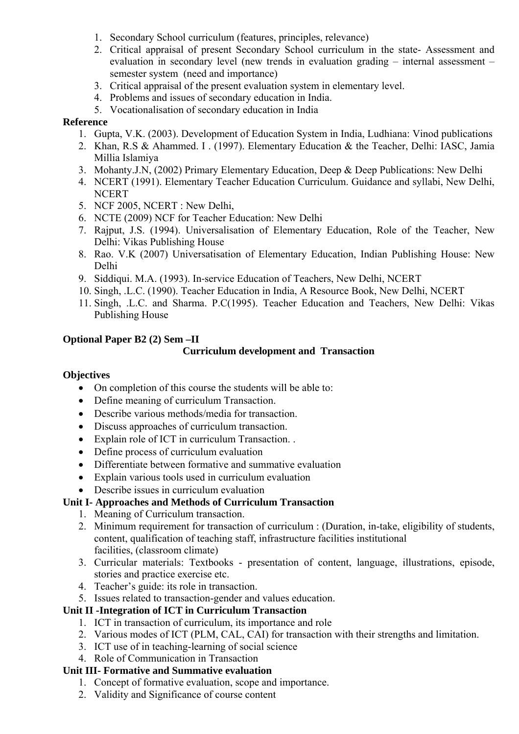1. Secondary School curriculum (features, principles, relevance)
2. Critical appraisal of present Secondary School curriculum in the state- Assessment and evaluation in secondary level (new trends in evaluation grading – internal assessment – semester system (need and importance)
3. Critical appraisal of the present evaluation system in elementary level.
4. Problems and issues of secondary education in India.
5. Vocationalisation of secondary education in India

**Reference**

1. Gupta, V.K. (2003). Development of Education System in India, Ludhiana: Vinod publications
2. Khan, R.S & Ahammed. I . (1997). Elementary Education & the Teacher, Delhi: IASC, Jamia Millia Islamiya
3. Mohanty.J.N, (2002) Primary Elementary Education, Deep & Deep Publications: New Delhi
4. NCERT (1991). Elementary Teacher Education Curriculum. Guidance and syllabi, New Delhi, NCERT
5. NCF 2005, NCERT : New Delhi,
6. NCTE (2009) NCF for Teacher Education: New Delhi
7. Rajput, J.S. (1994). Universalisation of Elementary Education, Role of the Teacher, New Delhi: Vikas Publishing House
8. Rao. V.K (2007) Universatisation of Elementary Education, Indian Publishing House: New Delhi
9. Siddiqui. M.A. (1993). In-service Education of Teachers, New Delhi, NCERT
10. Singh, .L.C. (1990). Teacher Education in India, A Resource Book, New Delhi, NCERT
11. Singh, .L.C. and Sharma. P.C(1995). Teacher Education and Teachers, New Delhi: Vikas Publishing House

**Optional Paper B2 (2) Sem –II**

**Curriculum development and Transaction**

**Objectives**

- On completion of this course the students will be able to:
- Define meaning of curriculum Transaction.
- Describe various methods/media for transaction.
- Discuss approaches of curriculum transaction.
- Explain role of ICT in curriculum Transaction. .
- Define process of curriculum evaluation
- Differentiate between formative and summative evaluation
- Explain various tools used in curriculum evaluation
- Describe issues in curriculum evaluation

**Unit I- Approaches and Methods of Curriculum Transaction**

1. Meaning of Curriculum transaction.
2. Minimum requirement for transaction of curriculum : (Duration, in-take, eligibility of students, content, qualification of teaching staff, infrastructure facilities institutional facilities, (classroom climate)
3. Curricular materials: Textbooks - presentation of content, language, illustrations, episode, stories and practice exercise etc.
4. Teacher's guide: its role in transaction.
5. Issues related to transaction-gender and values education.

**Unit II -Integration of ICT in Curriculum Transaction**

1. ICT in transaction of curriculum, its importance and role
2. Various modes of ICT (PLM, CAL, CAI) for transaction with their strengths and limitation.
3. ICT use of in teaching-learning of social science
4. Role of Communication in Transaction

**Unit III- Formative and Summative evaluation**

1. Concept of formative evaluation, scope and importance.
2. Validity and Significance of course content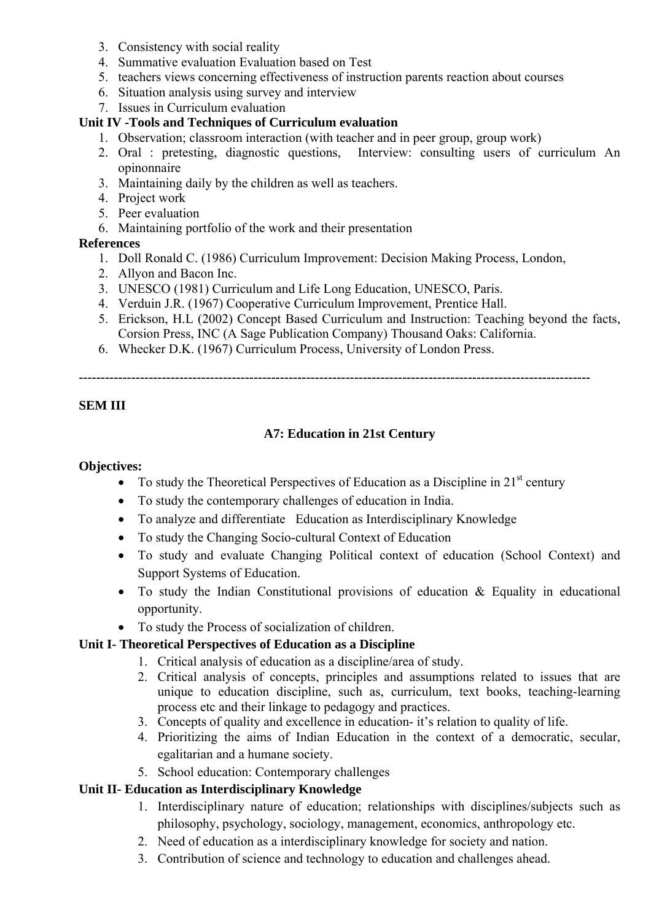3. Consistency with social reality
4. Summative evaluation Evaluation based on Test
5. teachers views concerning effectiveness of instruction parents reaction about courses
6. Situation analysis using survey and interview
7. Issues in Curriculum evaluation

**Unit IV -Tools and Techniques of Curriculum evaluation**

1. Observation; classroom interaction (with teacher and in peer group, group work)
2. Oral : pretesting, diagnostic questions, Interview: consulting users of curriculum An opinonnaire
3. Maintaining daily by the children as well as teachers.
4. Project work
5. Peer evaluation
6. Maintaining portfolio of the work and their presentation

**References**

1. Doll Ronald C. (1986) Curriculum Improvement: Decision Making Process, London,
2. Allyon and Bacon Inc.
3. UNESCO (1981) Curriculum and Life Long Education, UNESCO, Paris.
4. Verduin J.R. (1967) Cooperative Curriculum Improvement, Prentice Hall.
5. Erickson, H.L (2002) Concept Based Curriculum and Instruction: Teaching beyond the facts, Corsion Press, INC (A Sage Publication Company) Thousand Oaks: California.
6. Whecker D.K. (1967) Curriculum Process, University of London Press.

---

**SEM III**

## A7: Education in 21st Century

**Objectives:**

- To study the Theoretical Perspectives of Education as a Discipline in 21st century
- To study the contemporary challenges of education in India.
- To analyze and differentiate Education as Interdisciplinary Knowledge
- To study the Changing Socio-cultural Context of Education
- To study and evaluate Changing Political context of education (School Context) and Support Systems of Education.
- To study the Indian Constitutional provisions of education & Equality in educational opportunity.
- To study the Process of socialization of children.

**Unit I- Theoretical Perspectives of Education as a Discipline**

1. Critical analysis of education as a discipline/area of study.
2. Critical analysis of concepts, principles and assumptions related to issues that are unique to education discipline, such as, curriculum, text books, teaching-learning process etc and their linkage to pedagogy and practices.
3. Concepts of quality and excellence in education- it's relation to quality of life.
4. Prioritizing the aims of Indian Education in the context of a democratic, secular, egalitarian and a humane society.
5. School education: Contemporary challenges

**Unit II- Education as Interdisciplinary Knowledge**

1. Interdisciplinary nature of education; relationships with disciplines/subjects such as philosophy, psychology, sociology, management, economics, anthropology etc.
2. Need of education as a interdisciplinary knowledge for society and nation.
3. Contribution of science and technology to education and challenges ahead.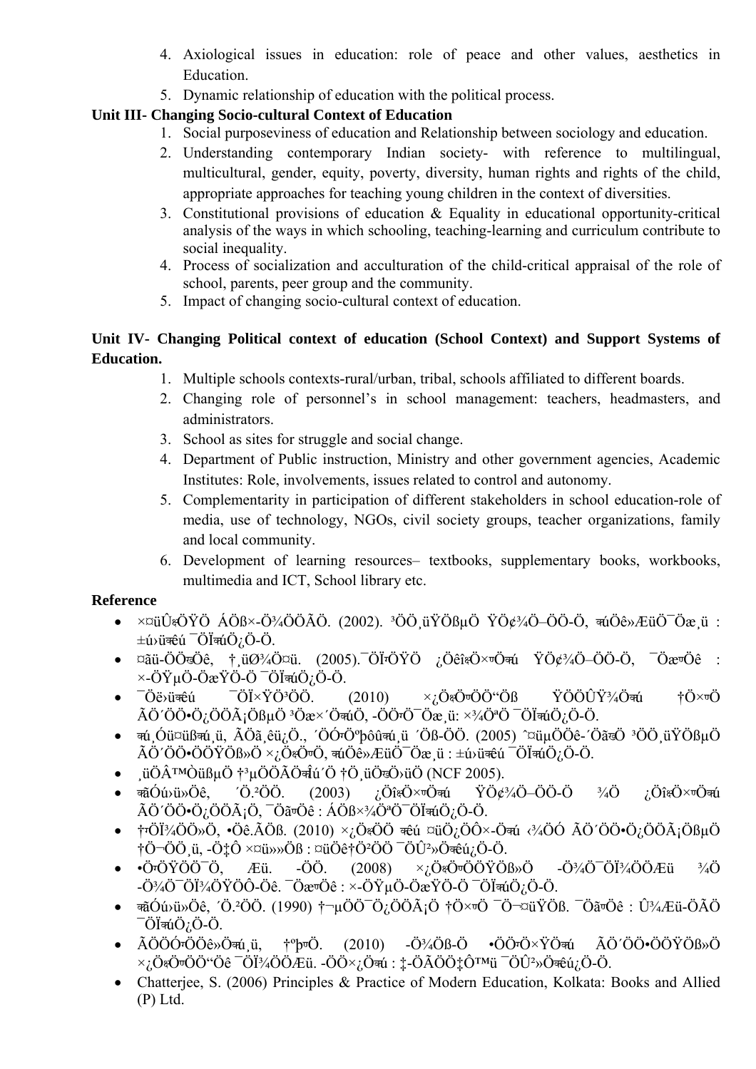4. Axiological issues in education: role of peace and other values, aesthetics in Education.
5. Dynamic relationship of education with the political process.

**Unit III- Changing Socio-cultural Context of Education**

1. Social purposeviness of education and Relationship between sociology and education.
2. Understanding contemporary Indian society- with reference to multilingual, multicultural, gender, equity, poverty, diversity, human rights and rights of the child, appropriate approaches for teaching young children in the context of diversities.
3. Constitutional provisions of education & Equality in educational opportunity-critical analysis of the ways in which schooling, teaching-learning and curriculum contribute to social inequality.
4. Process of socialization and acculturation of the child-critical appraisal of the role of school, parents, peer group and the community.
5. Impact of changing socio-cultural context of education.

**Unit IV- Changing Political context of education (School Context) and Support Systems of Education.**

1. Multiple schools contexts-rural/urban, tribal, schools affiliated to different boards.
2. Changing role of personnel's in school management: teachers, headmasters, and administrators.
3. School as sites for struggle and social change.
4. Department of Public instruction, Ministry and other government agencies, Academic Institutes: Role, involvements, issues related to control and autonomy.
5. Complementarity in participation of different stakeholders in school education-role of media, use of technology, NGOs, civil society groups, teacher organizations, family and local community.
6. Development of learning resources– textbooks, supplementary books, workbooks, multimedia and ICT, School library etc.

**Reference**

- ×¤üÛ¡ÖŸÖÖ ÁÖß×-Ö¾ÖÖÖÃÖ. (2002). ³ÖÖ¸üŸÖßµÖ ŸÖ¢¾Ö–ÖÖ-Ö, ¾úÖê»ÆüÖ¯Öæ¸ü : ±ú›ü¤êú ¯ÖÏ¾úÖ¿Ö-Ö.
- ¤ãü-ÖÖ¾ÖÖê, †¸üØ¾Ö¤ü. (2005).¯ÖÏÖŸÖÖ ¿ÖÖêî¡Ö×¾ÖÖú ŸÖ¢¾Ö–ÖÖ-Ö, ¯Öæ¾ÖÖê : ×-ÖŸµÖ-ÖæŸÖ-Ö ¯ÖÏ¾úÖ¿Ö-Ö.
- ¯Öë›üêú ¯ÖÏ×ŸÖ³ÖÖ. (2010) ×¿Ö¾ÖÖÖ“Öß ŸÖÖÖÛŸ¾Öú †Ö×¬Ö ÃÖ´ÖÖ•Ö¿ÖÖÃ¡ÖßµÖ ³Öæ×´ÖúÖ, -ÖÖ¾Ö¯Öæ¸ü: ×¾ÖªÖ ¯ÖÏ¾úÖ¿Ö-Ö.
- ¾ú¸Óü¤üß¾ú¸ü, ÃÖã¸êü¿Ö., ´ÖÓ¬Ö¯ÖÖºþ¾ú¸ü ´Öß-ÖÖ. (2005) ˆ¤üµÖÖêÖ-´ÖÖ®Ö ³ÖÖ¸üŸÖßµÖ ÃÖ´ÖÖ•ÖÖŸÖß»Ö ×¿Ö¾ÖÖ, ¾úÖê»ÆüÖ¯Öæ¸ü : ±ú›ü¤êú ¯ÖÏ¾úÖ¿Ö-Ö.
- ¸üÖÂ™ÒüßµÖ †³µÖÖÃÖ¾ÎÚú´Ö †Ö¸üÖ¾Ö›üÖ (NCF 2005).
- ¾ãÓú›ü»Öê, ´Ö.²ÖÖ. (2003) ¿ÖîÖ×¾Ö¾Öú ŸÖ¢¾Ö–ÖÖ-Ö ¾Ö ¿ÖîÖ×¾Ö¾Öú ÃÖ´ÖÖ•Ö¿ÖÖÃ¡Ö, ¯Öã¾ÖÖê : ÁÖß×¾ÖªÖ ¯ÖÏ¾úÖ¿Ö-Ö.
- †¾ÖÏ¾ÖÖ»Ö, •Öê.ÃÖß. (2010) ×¿Ö¾ÖÖ ¾êú ¤üÖ¿ÖÔ×-Ö¾ú ‹¾ÖÓ ÃÖ´ÖÖ•Ö¿ÖÖÃ¡ÖßµÖ †Ö¬ÖÖ¸ü, -Ö‡Ô ×¤ü»»Öß : ¤üÖê†Ö²ÖÖ ¯ÖÛ²»Öê¿Ö-Ö.
- •Ö¾ÖŸÖÖ¯Ö, Æü. -ÖÖ. (2008) ×¿Ö¾ÖÖÖŸÖß»Ö -Ö¾Ö¯ÖÏ¾ÖÖÆü ¾Ö -Ö¾Ö¯ÖÏ¾ÖŸÖÔ-Öê. ¯Öæ¾ÖÖê : ×-ÖŸµÖ-ÖæŸÖ-Ö ¯ÖÏ¾úÖ¿Ö-Ö.
- ¾ãÓú›ü»Öê, ´Ö.²ÖÖ. (1990) †¬µÖÖ¯Ö¿ÖÖÃ¡Ö †Ö×¾Ö ¯Ö¬¤üŸÖß. ¯Öã¾ÖÖê : Û¾Æü-ÖÃÖ ¯ÖÏ¾úÖ¿Ö-Ö.
- ÃÖÖÖÓ¾ÖÖê»Ö¾ú¸ü, †þ¾Ö. (2010) -Ö¾Öß-Ö •ÖÖ¾ÖÖ×ŸÖú ÃÖ´ÖÖ•ÖÖŸÖß»Ö ×¿Ö¾ÖÖÖ“Öê ¯ÖÏ¾ÖÖÆü. -ÖÖ×¿Ö¾ú : ‡-ÃÖÖ‡Ô™ü ¯ÖÛ²»Öê¿Ö-Ö.
- Chatterjee, S. (2006) Principles & Practice of Modern Education, Kolkata: Books and Allied (P) Ltd.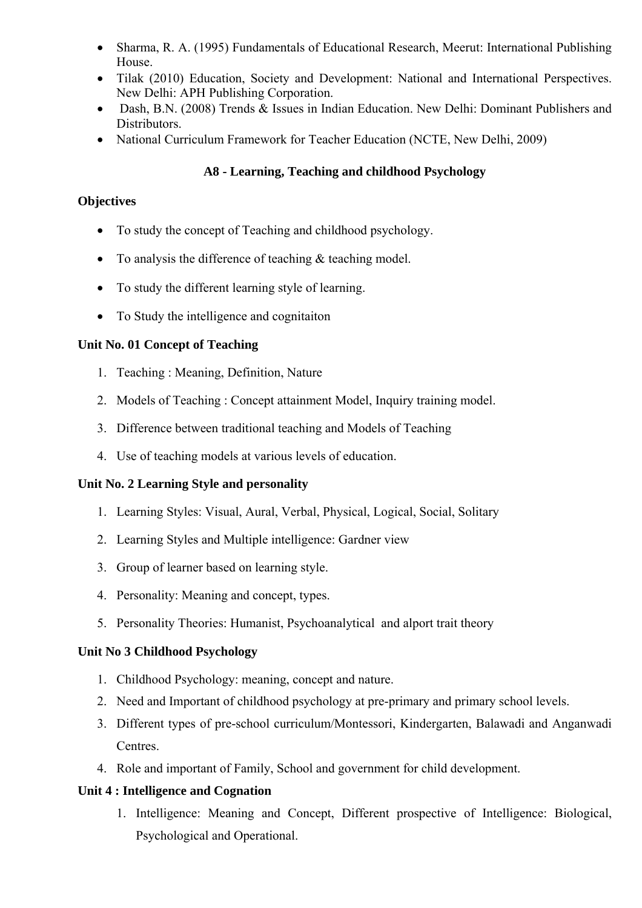- Sharma, R. A. (1995) Fundamentals of Educational Research, Meerut: International Publishing House.
- Tilak (2010) Education, Society and Development: National and International Perspectives. New Delhi: APH Publishing Corporation.
- Dash, B.N. (2008) Trends & Issues in Indian Education. New Delhi: Dominant Publishers and Distributors.
- National Curriculum Framework for Teacher Education (NCTE, New Delhi, 2009)

## A8 - Learning, Teaching and childhood Psychology

**Objectives**

- To study the concept of Teaching and childhood psychology.
- To analysis the difference of teaching & teaching model.
- To study the different learning style of learning.
- To Study the intelligence and cognitaiton

**Unit No. 01 Concept of Teaching**

1. Teaching : Meaning, Definition, Nature
2. Models of Teaching : Concept attainment Model, Inquiry training model.
3. Difference between traditional teaching and Models of Teaching
4. Use of teaching models at various levels of education.

**Unit No. 2 Learning Style and personality**

1. Learning Styles: Visual, Aural, Verbal, Physical, Logical, Social, Solitary
2. Learning Styles and Multiple intelligence: Gardner view
3. Group of learner based on learning style.
4. Personality: Meaning and concept, types.
5. Personality Theories: Humanist, Psychoanalytical and alport trait theory

**Unit No 3 Childhood Psychology**

1. Childhood Psychology: meaning, concept and nature.
2. Need and Important of childhood psychology at pre-primary and primary school levels.
3. Different types of pre-school curriculum/Montessori, Kindergarten, Balawadi and Anganwadi Centres.
4. Role and important of Family, School and government for child development.

**Unit 4 : Intelligence and Cognation**

1. Intelligence: Meaning and Concept, Different prospective of Intelligence: Biological, Psychological and Operational.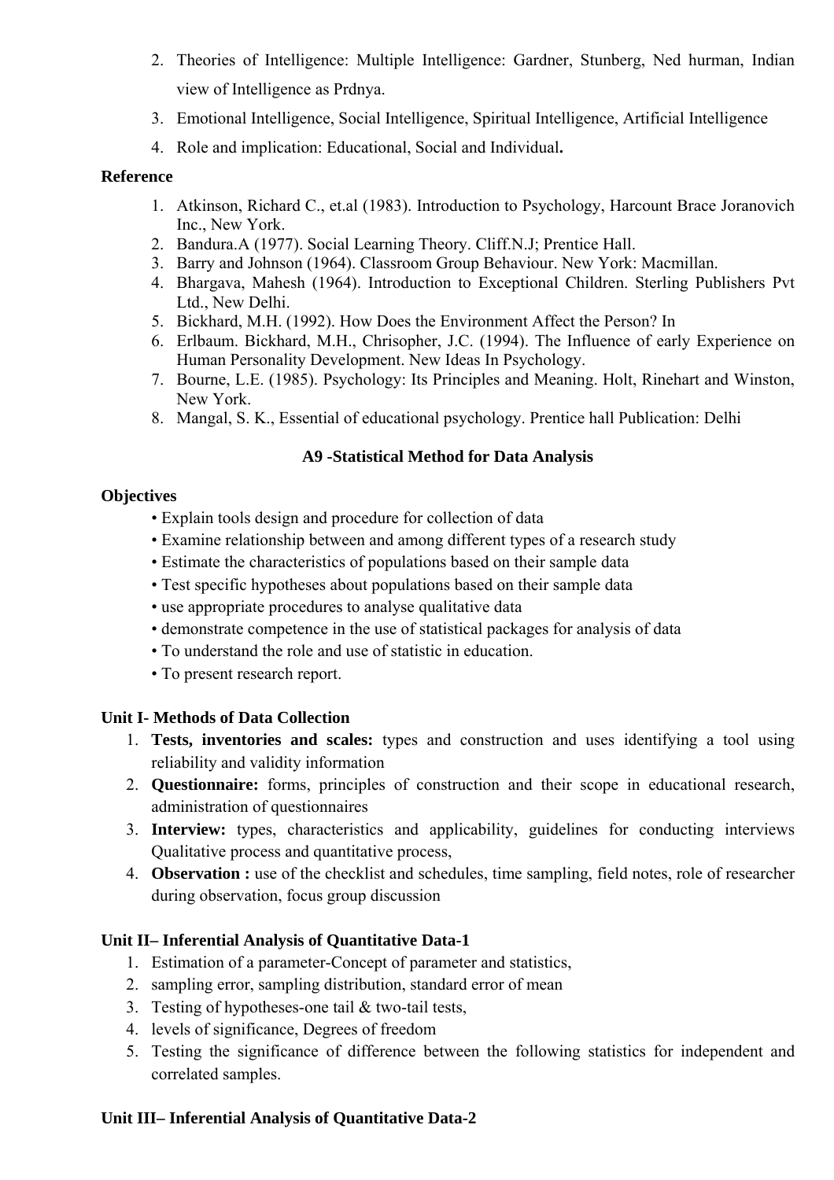2. Theories of Intelligence: Multiple Intelligence: Gardner, Stunberg, Ned hurman, Indian view of Intelligence as Prdnya.
3. Emotional Intelligence, Social Intelligence, Spiritual Intelligence, Artificial Intelligence
4. Role and implication: Educational, Social and Individual**.**

**Reference**

1. Atkinson, Richard C., et.al (1983). Introduction to Psychology, Harcount Brace Joranovich Inc., New York.
2. Bandura.A (1977). Social Learning Theory. Cliff.N.J; Prentice Hall.
3. Barry and Johnson (1964). Classroom Group Behaviour. New York: Macmillan.
4. Bhargava, Mahesh (1964). Introduction to Exceptional Children. Sterling Publishers Pvt Ltd., New Delhi.
5. Bickhard, M.H. (1992). How Does the Environment Affect the Person? In
6. Erlbaum. Bickhard, M.H., Chrisopher, J.C. (1994). The Influence of early Experience on Human Personality Development. New Ideas In Psychology.
7. Bourne, L.E. (1985). Psychology: Its Principles and Meaning. Holt, Rinehart and Winston, New York.
8. Mangal, S. K., Essential of educational psychology. Prentice hall Publication: Delhi

## A9 -Statistical Method for Data Analysis

**Objectives**

- Explain tools design and procedure for collection of data
- Examine relationship between and among different types of a research study
- Estimate the characteristics of populations based on their sample data
- Test specific hypotheses about populations based on their sample data
- use appropriate procedures to analyse qualitative data
- demonstrate competence in the use of statistical packages for analysis of data
- To understand the role and use of statistic in education.
- To present research report.

**Unit I- Methods of Data Collection**

1. **Tests, inventories and scales:** types and construction and uses identifying a tool using reliability and validity information
2. **Questionnaire:** forms, principles of construction and their scope in educational research, administration of questionnaires
3. **Interview:** types, characteristics and applicability, guidelines for conducting interviews Qualitative process and quantitative process,
4. **Observation :** use of the checklist and schedules, time sampling, field notes, role of researcher during observation, focus group discussion

**Unit II– Inferential Analysis of Quantitative Data-1**

1. Estimation of a parameter-Concept of parameter and statistics,
2. sampling error, sampling distribution, standard error of mean
3. Testing of hypotheses-one tail & two-tail tests,
4. levels of significance, Degrees of freedom
5. Testing the significance of difference between the following statistics for independent and correlated samples.

**Unit III– Inferential Analysis of Quantitative Data-2**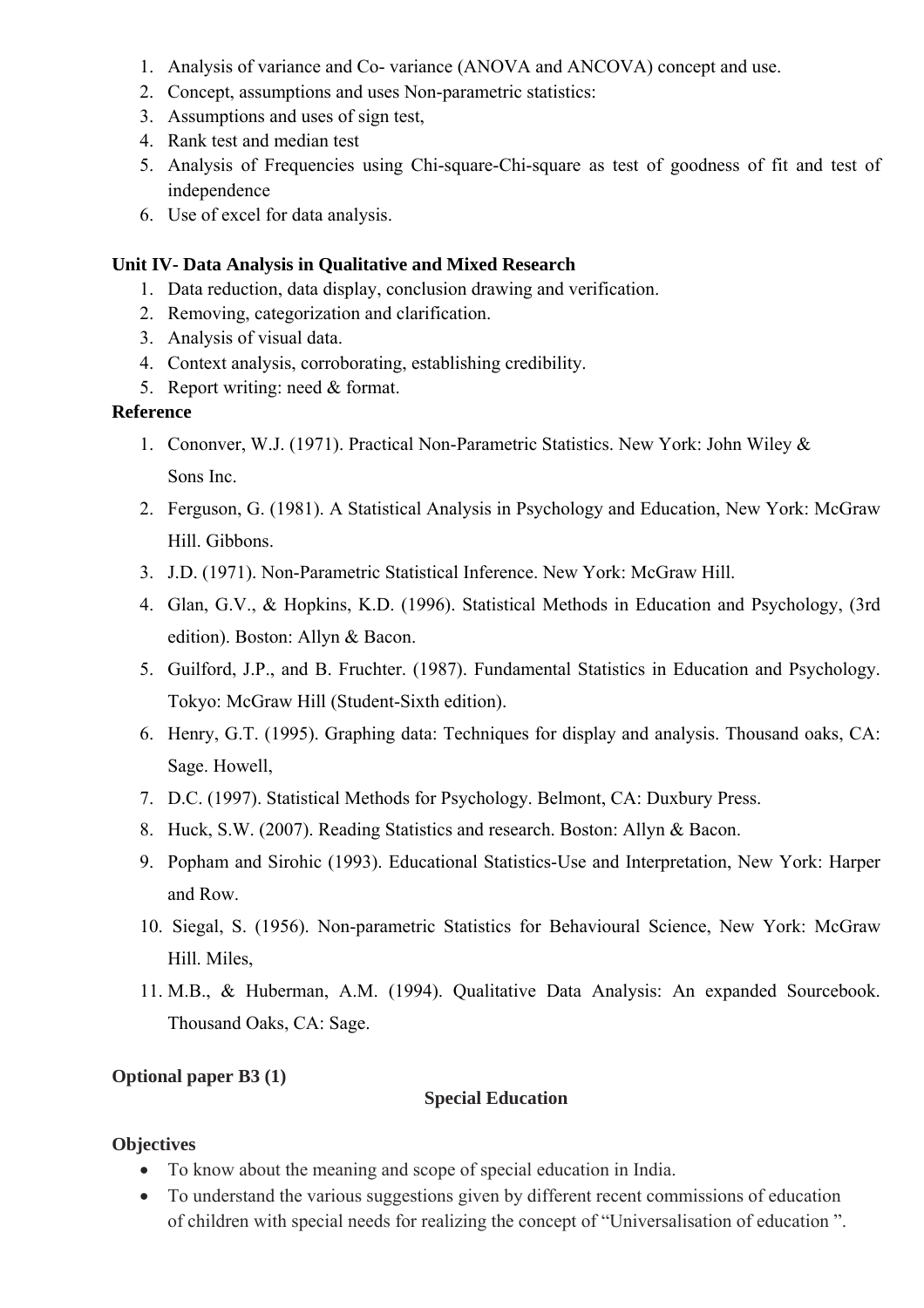1. Analysis of variance and Co- variance (ANOVA and ANCOVA) concept and use.
2. Concept, assumptions and uses Non-parametric statistics:
3. Assumptions and uses of sign test,
4. Rank test and median test
5. Analysis of Frequencies using Chi-square-Chi-square as test of goodness of fit and test of independence
6. Use of excel for data analysis.

**Unit IV- Data Analysis in Qualitative and Mixed Research**

1. Data reduction, data display, conclusion drawing and verification.
2. Removing, categorization and clarification.
3. Analysis of visual data.
4. Context analysis, corroborating, establishing credibility.
5. Report writing: need & format.

**Reference**

1. Cononver, W.J. (1971). Practical Non-Parametric Statistics. New York: John Wiley & Sons Inc.
2. Ferguson, G. (1981). A Statistical Analysis in Psychology and Education, New York: McGraw Hill. Gibbons.
3. J.D. (1971). Non-Parametric Statistical Inference. New York: McGraw Hill.
4. Glan, G.V., & Hopkins, K.D. (1996). Statistical Methods in Education and Psychology, (3rd edition). Boston: Allyn & Bacon.
5. Guilford, J.P., and B. Fruchter. (1987). Fundamental Statistics in Education and Psychology. Tokyo: McGraw Hill (Student-Sixth edition).
6. Henry, G.T. (1995). Graphing data: Techniques for display and analysis. Thousand oaks, CA: Sage. Howell,
7. D.C. (1997). Statistical Methods for Psychology. Belmont, CA: Duxbury Press.
8. Huck, S.W. (2007). Reading Statistics and research. Boston: Allyn & Bacon.
9. Popham and Sirohic (1993). Educational Statistics-Use and Interpretation, New York: Harper and Row.
10. Siegal, S. (1956). Non-parametric Statistics for Behavioural Science, New York: McGraw Hill. Miles,
11. M.B., & Huberman, A.M. (1994). Qualitative Data Analysis: An expanded Sourcebook. Thousand Oaks, CA: Sage.

**Optional paper B3 (1)**

**Special Education**

**Objectives**

- To know about the meaning and scope of special education in India.
- To understand the various suggestions given by different recent commissions of education of children with special needs for realizing the concept of "Universalisation of education ".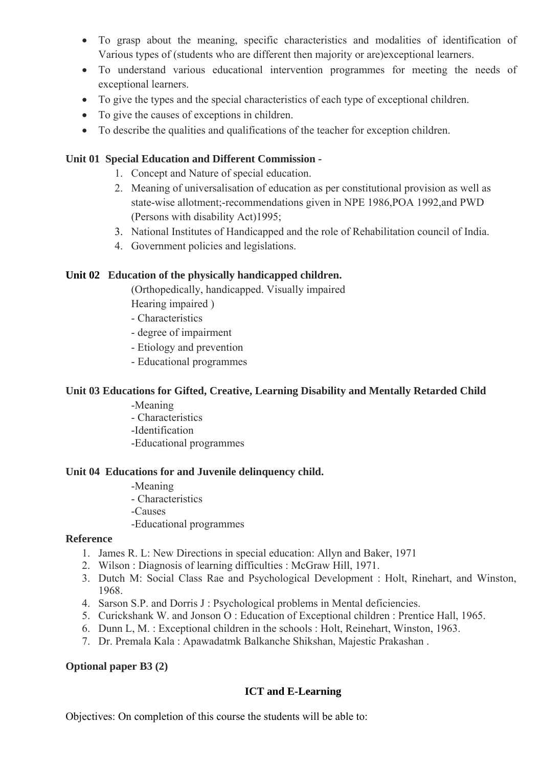- To grasp about the meaning, specific characteristics and modalities of identification of Various types of (students who are different then majority or are)exceptional learners.
- To understand various educational intervention programmes for meeting the needs of exceptional learners.
- To give the types and the special characteristics of each type of exceptional children.
- To give the causes of exceptions in children.
- To describe the qualities and qualifications of the teacher for exception children.

**Unit 01 Special Education and Different Commission -**

1. Concept and Nature of special education.
2. Meaning of universalisation of education as per constitutional provision as well as state-wise allotment;-recommendations given in NPE 1986,POA 1992,and PWD (Persons with disability Act)1995;
3. National Institutes of Handicapped and the role of Rehabilitation council of India.
4. Government policies and legislations.

**Unit 02 Education of the physically handicapped children.**

(Orthopedically, handicapped. Visually impaired
Hearing impaired )
- Characteristics
- degree of impairment
- Etiology and prevention
- Educational programmes

**Unit 03 Educations for Gifted, Creative, Learning Disability and Mentally Retarded Child**

-Meaning
- Characteristics
-Identification
-Educational programmes

**Unit 04 Educations for and Juvenile delinquency child.**

-Meaning
- Characteristics
-Causes
-Educational programmes

**Reference**

1. James R. L: New Directions in special education: Allyn and Baker, 1971
2. Wilson : Diagnosis of learning difficulties : McGraw Hill, 1971.
3. Dutch M: Social Class Rae and Psychological Development : Holt, Rinehart, and Winston, 1968.
4. Sarson S.P. and Dorris J : Psychological problems in Mental deficiencies.
5. Curickshank W. and Jonson O : Education of Exceptional children : Prentice Hall, 1965.
6. Dunn L, M. : Exceptional children in the schools : Holt, Reinehart, Winston, 1963.
7. Dr. Premala Kala : Apawadatmk Balkanche Shikshan, Majestic Prakashan .

**Optional paper B3 (2)**

**ICT and E-Learning**

Objectives: On completion of this course the students will be able to: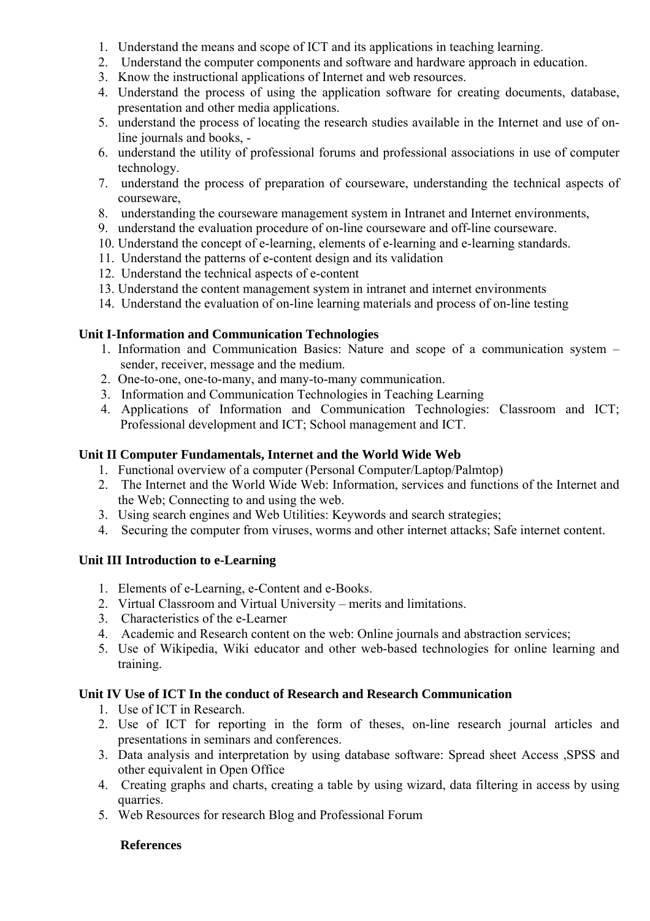1. Understand the means and scope of ICT and its applications in teaching learning.
2. Understand the computer components and software and hardware approach in education.
3. Know the instructional applications of Internet and web resources.
4. Understand the process of using the application software for creating documents, database, presentation and other media applications.
5. understand the process of locating the research studies available in the Internet and use of on-line journals and books, -
6. understand the utility of professional forums and professional associations in use of computer technology.
7. understand the process of preparation of courseware, understanding the technical aspects of courseware,
8. understanding the courseware management system in Intranet and Internet environments,
9. understand the evaluation procedure of on-line courseware and off-line courseware.
10. Understand the concept of e-learning, elements of e-learning and e-learning standards.
11. Understand the patterns of e-content design and its validation
12. Understand the technical aspects of e-content
13. Understand the content management system in intranet and internet environments
14. Understand the evaluation of on-line learning materials and process of on-line testing

**Unit I-Information and Communication Technologies**

1. Information and Communication Basics: Nature and scope of a communication system – sender, receiver, message and the medium.
2. One-to-one, one-to-many, and many-to-many communication.
3. Information and Communication Technologies in Teaching Learning
4. Applications of Information and Communication Technologies: Classroom and ICT; Professional development and ICT; School management and ICT.

**Unit II Computer Fundamentals, Internet and the World Wide Web**

1. Functional overview of a computer (Personal Computer/Laptop/Palmtop)
2. The Internet and the World Wide Web: Information, services and functions of the Internet and the Web; Connecting to and using the web.
3. Using search engines and Web Utilities: Keywords and search strategies;
4. Securing the computer from viruses, worms and other internet attacks; Safe internet content.

**Unit III Introduction to e-Learning**

1. Elements of e-Learning, e-Content and e-Books.
2. Virtual Classroom and Virtual University – merits and limitations.
3. Characteristics of the e-Learner
4. Academic and Research content on the web: Online journals and abstraction services;
5. Use of Wikipedia, Wiki educator and other web-based technologies for online learning and training.

**Unit IV Use of ICT In the conduct of Research and Research Communication**

1. Use of ICT in Research.
2. Use of ICT for reporting in the form of theses, on-line research journal articles and presentations in seminars and conferences.
3. Data analysis and interpretation by using database software: Spread sheet Access ,SPSS and other equivalent in Open Office
4. Creating graphs and charts, creating a table by using wizard, data filtering in access by using quarries.
5. Web Resources for research Blog and Professional Forum

**References**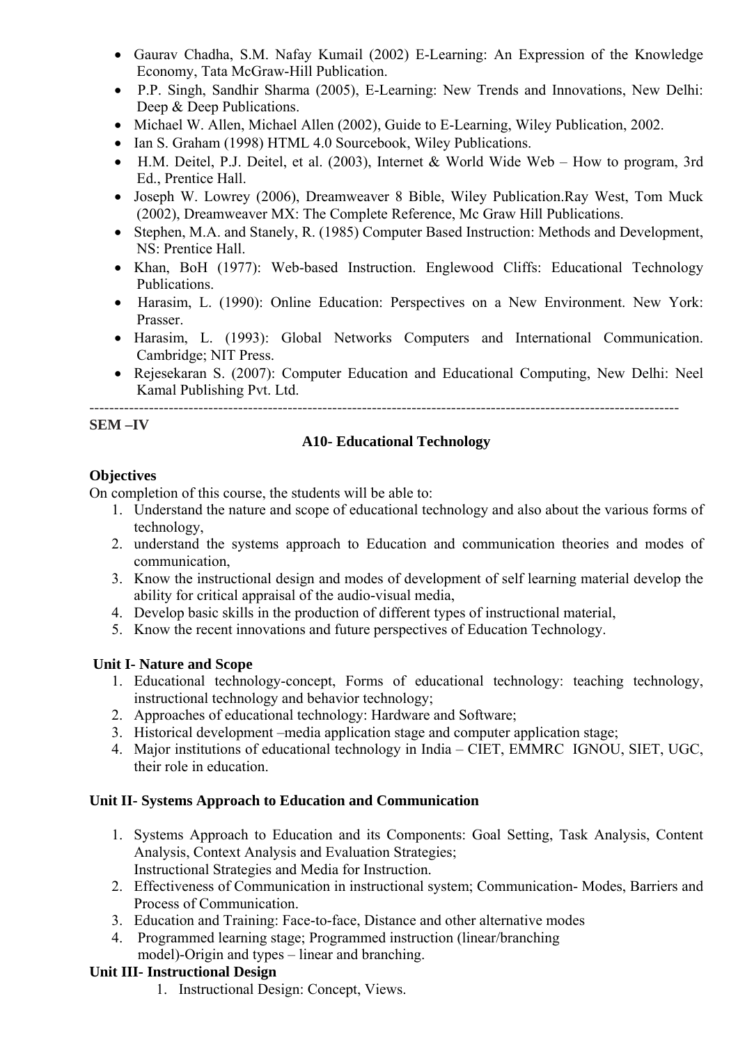- Gaurav Chadha, S.M. Nafay Kumail (2002) E-Learning: An Expression of the Knowledge Economy, Tata McGraw-Hill Publication.
- P.P. Singh, Sandhir Sharma (2005), E-Learning: New Trends and Innovations, New Delhi: Deep & Deep Publications.
- Michael W. Allen, Michael Allen (2002), Guide to E-Learning, Wiley Publication, 2002.
- Ian S. Graham (1998) HTML 4.0 Sourcebook, Wiley Publications.
- H.M. Deitel, P.J. Deitel, et al. (2003), Internet & World Wide Web – How to program, 3rd Ed., Prentice Hall.
- Joseph W. Lowrey (2006), Dreamweaver 8 Bible, Wiley Publication.Ray West, Tom Muck (2002), Dreamweaver MX: The Complete Reference, Mc Graw Hill Publications.
- Stephen, M.A. and Stanely, R. (1985) Computer Based Instruction: Methods and Development, NS: Prentice Hall.
- Khan, BoH (1977): Web-based Instruction. Englewood Cliffs: Educational Technology Publications.
- Harasim, L. (1990): Online Education: Perspectives on a New Environment. New York: Prasser.
- Harasim, L. (1993): Global Networks Computers and International Communication. Cambridge; NIT Press.
- Rejesekaran S. (2007): Computer Education and Educational Computing, New Delhi: Neel Kamal Publishing Pvt. Ltd.

---

**SEM –IV**

## A10- Educational Technology

**Objectives**

On completion of this course, the students will be able to:

1. Understand the nature and scope of educational technology and also about the various forms of technology,
2. understand the systems approach to Education and communication theories and modes of communication,
3. Know the instructional design and modes of development of self learning material develop the ability for critical appraisal of the audio-visual media,
4. Develop basic skills in the production of different types of instructional material,
5. Know the recent innovations and future perspectives of Education Technology.

**Unit I- Nature and Scope**

1. Educational technology-concept, Forms of educational technology: teaching technology, instructional technology and behavior technology;
2. Approaches of educational technology: Hardware and Software;
3. Historical development –media application stage and computer application stage;
4. Major institutions of educational technology in India – CIET, EMMRC IGNOU, SIET, UGC, their role in education.

**Unit II- Systems Approach to Education and Communication**

1. Systems Approach to Education and its Components: Goal Setting, Task Analysis, Content Analysis, Context Analysis and Evaluation Strategies;
   Instructional Strategies and Media for Instruction.
2. Effectiveness of Communication in instructional system; Communication- Modes, Barriers and Process of Communication.
3. Education and Training: Face-to-face, Distance and other alternative modes
4. Programmed learning stage; Programmed instruction (linear/branching model)-Origin and types – linear and branching.

**Unit III- Instructional Design**

1. Instructional Design: Concept, Views.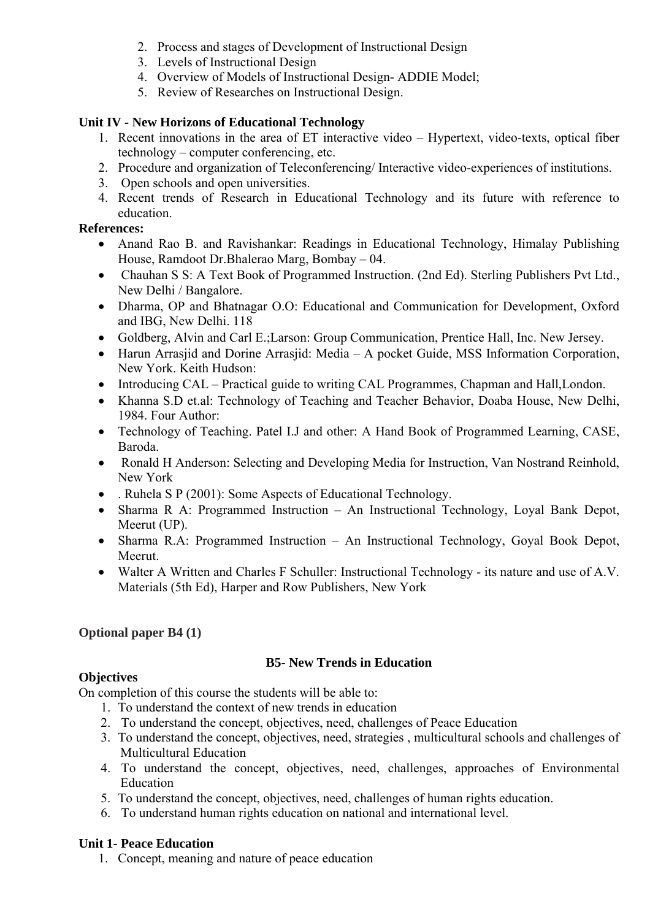2. Process and stages of Development of Instructional Design
3. Levels of Instructional Design
4. Overview of Models of Instructional Design- ADDIE Model;
5. Review of Researches on Instructional Design.

**Unit IV - New Horizons of Educational Technology**

1. Recent innovations in the area of ET interactive video – Hypertext, video-texts, optical fiber technology – computer conferencing, etc.
2. Procedure and organization of Teleconferencing/ Interactive video-experiences of institutions.
3. Open schools and open universities.
4. Recent trends of Research in Educational Technology and its future with reference to education.

**References:**

- Anand Rao B. and Ravishankar: Readings in Educational Technology, Himalay Publishing House, Ramdoot Dr.Bhalerao Marg, Bombay – 04.
- Chauhan S S: A Text Book of Programmed Instruction. (2nd Ed). Sterling Publishers Pvt Ltd., New Delhi / Bangalore.
- Dharma, OP and Bhatnagar O.O: Educational and Communication for Development, Oxford and IBG, New Delhi. 118
- Goldberg, Alvin and Carl E.;Larson: Group Communication, Prentice Hall, Inc. New Jersey.
- Harun Arrasjid and Dorine Arrasjid: Media – A pocket Guide, MSS Information Corporation, New York. Keith Hudson:
- Introducing CAL – Practical guide to writing CAL Programmes, Chapman and Hall,London.
- Khanna S.D et.al: Technology of Teaching and Teacher Behavior, Doaba House, New Delhi, 1984. Four Author:
- Technology of Teaching. Patel I.J and other: A Hand Book of Programmed Learning, CASE, Baroda.
- Ronald H Anderson: Selecting and Developing Media for Instruction, Van Nostrand Reinhold, New York
- . Ruhela S P (2001): Some Aspects of Educational Technology.
- Sharma R A: Programmed Instruction – An Instructional Technology, Loyal Bank Depot, Meerut (UP).
- Sharma R.A: Programmed Instruction – An Instructional Technology, Goyal Book Depot, Meerut.
- Walter A Written and Charles F Schuller: Instructional Technology - its nature and use of A.V. Materials (5th Ed), Harper and Row Publishers, New York

**Optional paper B4 (1)**

## B5- New Trends in Education

**Objectives**

On completion of this course the students will be able to:

1. To understand the context of new trends in education
2. To understand the concept, objectives, need, challenges of Peace Education
3. To understand the concept, objectives, need, strategies , multicultural schools and challenges of Multicultural Education
4. To understand the concept, objectives, need, challenges, approaches of Environmental Education
5. To understand the concept, objectives, need, challenges of human rights education.
6. To understand human rights education on national and international level.

**Unit 1- Peace Education**

1. Concept, meaning and nature of peace education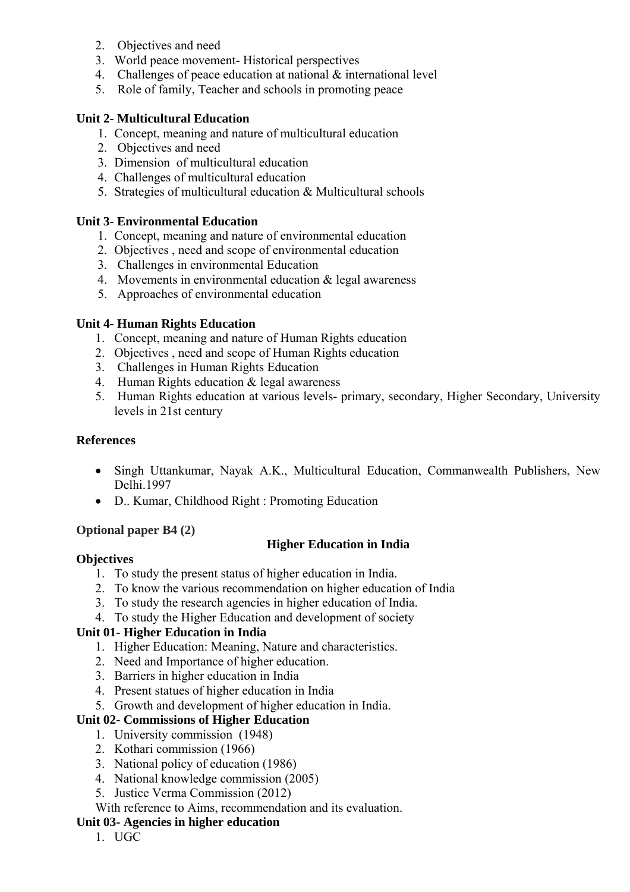2. Objectives and need
3. World peace movement- Historical perspectives
4. Challenges of peace education at national & international level
5. Role of family, Teacher and schools in promoting peace

**Unit 2- Multicultural Education**

1. Concept, meaning and nature of multicultural education
2. Objectives and need
3. Dimension of multicultural education
4. Challenges of multicultural education
5. Strategies of multicultural education & Multicultural schools

**Unit 3- Environmental Education**

1. Concept, meaning and nature of environmental education
2. Objectives , need and scope of environmental education
3. Challenges in environmental Education
4. Movements in environmental education & legal awareness
5. Approaches of environmental education

**Unit 4- Human Rights Education**

1. Concept, meaning and nature of Human Rights education
2. Objectives , need and scope of Human Rights education
3. Challenges in Human Rights Education
4. Human Rights education & legal awareness
5. Human Rights education at various levels- primary, secondary, Higher Secondary, University levels in 21st century

**References**

- Singh Uttankumar, Nayak A.K., Multicultural Education, Commanwealth Publishers, New Delhi.1997
- D.. Kumar, Childhood Right : Promoting Education

**Optional paper B4 (2)**

**Higher Education in India**

**Objectives**

1. To study the present status of higher education in India.
2. To know the various recommendation on higher education of India
3. To study the research agencies in higher education of India.
4. To study the Higher Education and development of society

**Unit 01- Higher Education in India**

1. Higher Education: Meaning, Nature and characteristics.
2. Need and Importance of higher education.
3. Barriers in higher education in India
4. Present statues of higher education in India
5. Growth and development of higher education in India.

**Unit 02- Commissions of Higher Education**

1. University commission (1948)
2. Kothari commission (1966)
3. National policy of education (1986)
4. National knowledge commission (2005)
5. Justice Verma Commission (2012)

With reference to Aims, recommendation and its evaluation.

**Unit 03- Agencies in higher education**

1. UGC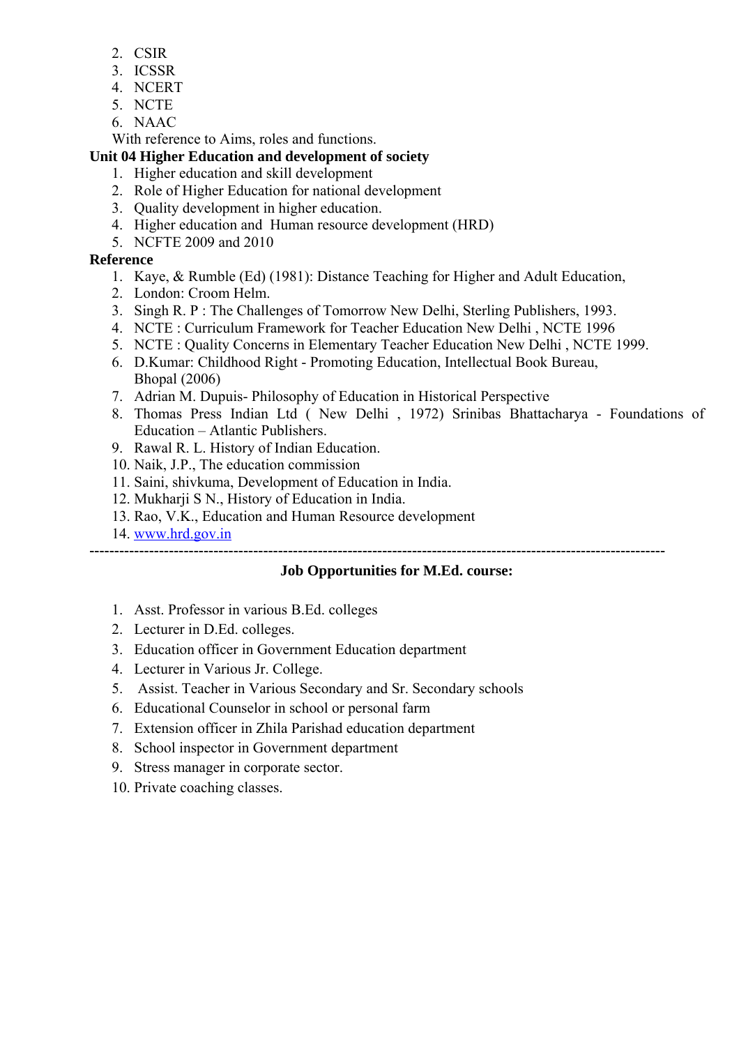2. CSIR
3. ICSSR
4. NCERT
5. NCTE
6. NAAC

With reference to Aims, roles and functions.

**Unit 04 Higher Education and development of society**

1. Higher education and skill development
2. Role of Higher Education for national development
3. Quality development in higher education.
4. Higher education and Human resource development (HRD)
5. NCFTE 2009 and 2010

**Reference**

1. Kaye, & Rumble (Ed) (1981): Distance Teaching for Higher and Adult Education,
2. London: Croom Helm.
3. Singh R. P : The Challenges of Tomorrow New Delhi, Sterling Publishers, 1993.
4. NCTE : Curriculum Framework for Teacher Education New Delhi , NCTE 1996
5. NCTE : Quality Concerns in Elementary Teacher Education New Delhi , NCTE 1999.
6. D.Kumar: Childhood Right - Promoting Education, Intellectual Book Bureau, Bhopal (2006)
7. Adrian M. Dupuis- Philosophy of Education in Historical Perspective
8. Thomas Press Indian Ltd ( New Delhi , 1972) Srinibas Bhattacharya - Foundations of Education – Atlantic Publishers.
9. Rawal R. L. History of Indian Education.
10. Naik, J.P., The education commission
11. Saini, shivkuma, Development of Education in India.
12. Mukharji S N., History of Education in India.
13. Rao, V.K., Education and Human Resource development
14. www.hrd.gov.in

---

**Job Opportunities for M.Ed. course:**

1. Asst. Professor in various B.Ed. colleges
2. Lecturer in D.Ed. colleges.
3. Education officer in Government Education department
4. Lecturer in Various Jr. College.
5. Assist. Teacher in Various Secondary and Sr. Secondary schools
6. Educational Counselor in school or personal farm
7. Extension officer in Zhila Parishad education department
8. School inspector in Government department
9. Stress manager in corporate sector.
10. Private coaching classes.